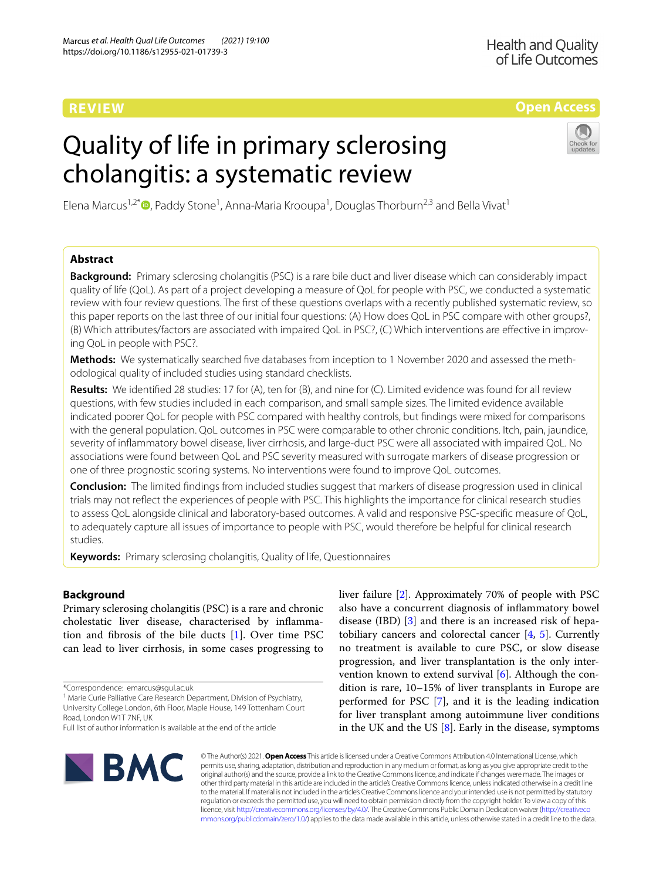REVIEW

Open Access

# Quality of life in primary sclerosing cholangitis: a systematic review

Elena Marcus[1,2*], Paddy Stone[1], Anna-Maria Krooupa[1], Douglas Thorburn[2,3] and Bella Vivat[1]

## Abstract

**Background:** Primary sclerosing cholangitis (PSC) is a rare bile duct and liver disease which can considerably impact quality of life (QoL). As part of a project developing a measure of QoL for people with PSC, we conducted a systematic review with four review questions. The first of these questions overlaps with a recently published systematic review, so this paper reports on the last three of our initial four questions: (A) How does QoL in PSC compare with other groups?, (B) Which attributes/factors are associated with impaired QoL in PSC?, (C) Which interventions are effective in improving QoL in people with PSC?.

**Methods:** We systematically searched five databases from inception to 1 November 2020 and assessed the methodological quality of included studies using standard checklists.

**Results:** We identified 28 studies: 17 for (A), ten for (B), and nine for (C). Limited evidence was found for all review questions, with few studies included in each comparison, and small sample sizes. The limited evidence available indicated poorer QoL for people with PSC compared with healthy controls, but findings were mixed for comparisons with the general population. QoL outcomes in PSC were comparable to other chronic conditions. Itch, pain, jaundice, severity of inflammatory bowel disease, liver cirrhosis, and large-duct PSC were all associated with impaired QoL. No associations were found between QoL and PSC severity measured with surrogate markers of disease progression or one of three prognostic scoring systems. No interventions were found to improve QoL outcomes.

**Conclusion:** The limited findings from included studies suggest that markers of disease progression used in clinical trials may not reflect the experiences of people with PSC. This highlights the importance for clinical research studies to assess QoL alongside clinical and laboratory-based outcomes. A valid and responsive PSC-specific measure of QoL, to adequately capture all issues of importance to people with PSC, would therefore be helpful for clinical research studies.

**Keywords:** Primary sclerosing cholangitis, Quality of life, Questionnaires

## Background

Primary sclerosing cholangitis (PSC) is a rare and chronic cholestatic liver disease, characterised by inflammation and fibrosis of the bile ducts [1]. Over time PSC can lead to liver cirrhosis, in some cases progressing to liver failure [2]. Approximately 70% of people with PSC also have a concurrent diagnosis of inflammatory bowel disease (IBD) [3] and there is an increased risk of hepatobiliary cancers and colorectal cancer [4, 5]. Currently no treatment is available to cure PSC, or slow disease progression, and liver transplantation is the only intervention known to extend survival [6]. Although the condition is rare, 10–15% of liver transplants in Europe are performed for PSC [7], and it is the leading indication for liver transplant among autoimmune liver conditions in the UK and the US [8]. Early in the disease, symptoms

*Correspondence: emarcus@sgul.ac.uk
[1] Marie Curie Palliative Care Research Department, Division of Psychiatry, University College London, 6th Floor, Maple House, 149 Tottenham Court Road, London W1T 7NF, UK
Full list of author information is available at the end of the article

© The Author(s) 2021. **Open Access** This article is licensed under a Creative Commons Attribution 4.0 International License, which permits use, sharing, adaptation, distribution and reproduction in any medium or format, as long as you give appropriate credit to the original author(s) and the source, provide a link to the Creative Commons licence, and indicate if changes were made. The images or other third party material in this article are included in the article's Creative Commons licence, unless indicated otherwise in a credit line to the material. If material is not included in the article's Creative Commons licence and your intended use is not permitted by statutory regulation or exceeds the permitted use, you will need to obtain permission directly from the copyright holder. To view a copy of this licence, visit http://creativecommons.org/licenses/by/4.0/. The Creative Commons Public Domain Dedication waiver (http://creativecommons.org/publicdomain/zero/1.0/) applies to the data made available in this article, unless otherwise stated in a credit line to the data.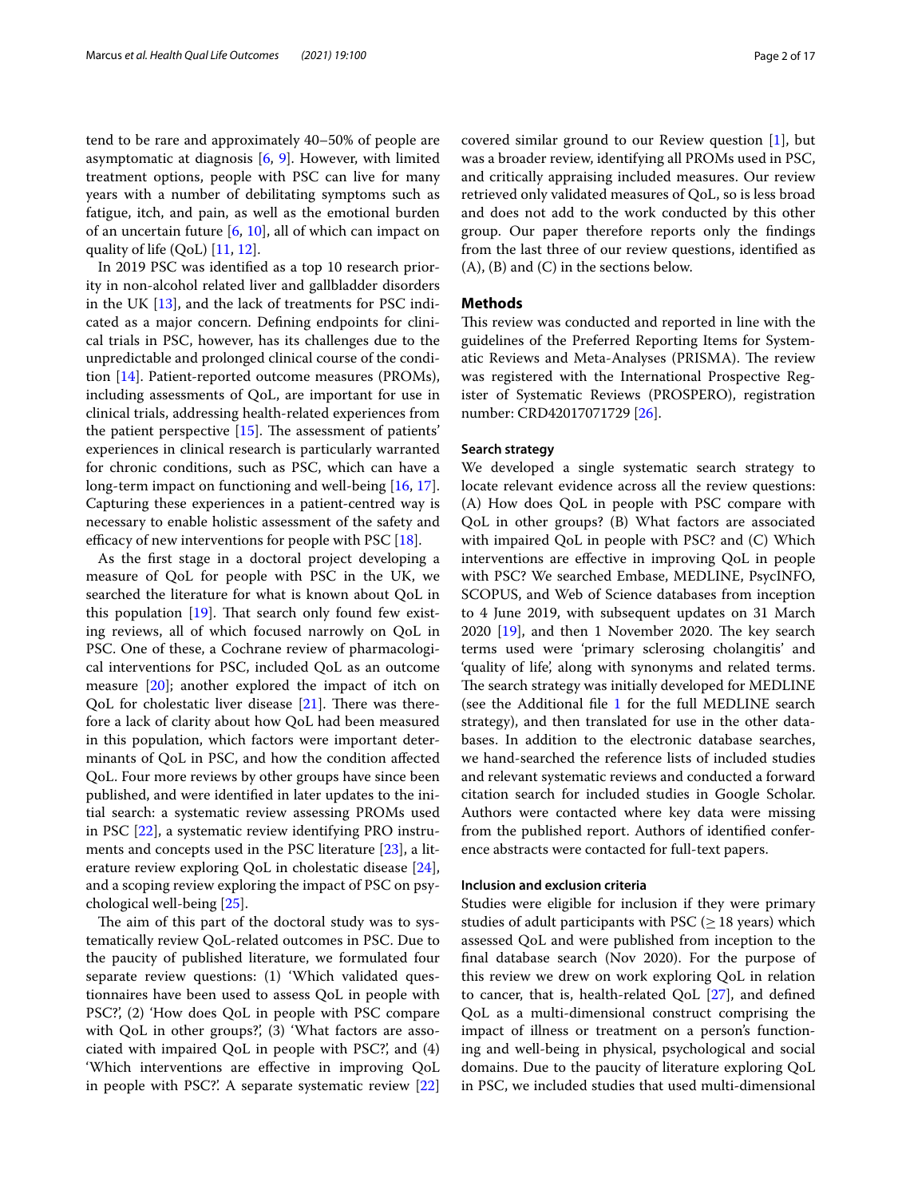tend to be rare and approximately 40–50% of people are asymptomatic at diagnosis [6, 9]. However, with limited treatment options, people with PSC can live for many years with a number of debilitating symptoms such as fatigue, itch, and pain, as well as the emotional burden of an uncertain future [6, 10], all of which can impact on quality of life (QoL) [11, 12].

In 2019 PSC was identified as a top 10 research priority in non-alcohol related liver and gallbladder disorders in the UK [13], and the lack of treatments for PSC indicated as a major concern. Defining endpoints for clinical trials in PSC, however, has its challenges due to the unpredictable and prolonged clinical course of the condition [14]. Patient-reported outcome measures (PROMs), including assessments of QoL, are important for use in clinical trials, addressing health-related experiences from the patient perspective [15]. The assessment of patients' experiences in clinical research is particularly warranted for chronic conditions, such as PSC, which can have a long-term impact on functioning and well-being [16, 17]. Capturing these experiences in a patient-centred way is necessary to enable holistic assessment of the safety and efficacy of new interventions for people with PSC [18].

As the first stage in a doctoral project developing a measure of QoL for people with PSC in the UK, we searched the literature for what is known about QoL in this population [19]. That search only found few existing reviews, all of which focused narrowly on QoL in PSC. One of these, a Cochrane review of pharmacological interventions for PSC, included QoL as an outcome measure [20]; another explored the impact of itch on QoL for cholestatic liver disease [21]. There was therefore a lack of clarity about how QoL had been measured in this population, which factors were important determinants of QoL in PSC, and how the condition affected QoL. Four more reviews by other groups have since been published, and were identified in later updates to the initial search: a systematic review assessing PROMs used in PSC [22], a systematic review identifying PRO instruments and concepts used in the PSC literature [23], a literature review exploring QoL in cholestatic disease [24], and a scoping review exploring the impact of PSC on psychological well-being [25].

The aim of this part of the doctoral study was to systematically review QoL-related outcomes in PSC. Due to the paucity of published literature, we formulated four separate review questions: (1) 'Which validated questionnaires have been used to assess QoL in people with PSC?', (2) 'How does QoL in people with PSC compare with QoL in other groups?', (3) 'What factors are associated with impaired QoL in people with PSC?', and (4) 'Which interventions are effective in improving QoL in people with PSC?'. A separate systematic review [22] covered similar ground to our Review question [1], but was a broader review, identifying all PROMs used in PSC, and critically appraising included measures. Our review retrieved only validated measures of QoL, so is less broad and does not add to the work conducted by this other group. Our paper therefore reports only the findings from the last three of our review questions, identified as (A), (B) and (C) in the sections below.

## Methods

This review was conducted and reported in line with the guidelines of the Preferred Reporting Items for Systematic Reviews and Meta-Analyses (PRISMA). The review was registered with the International Prospective Register of Systematic Reviews (PROSPERO), registration number: CRD42017071729 [26].

### Search strategy

We developed a single systematic search strategy to locate relevant evidence across all the review questions: (A) How does QoL in people with PSC compare with QoL in other groups? (B) What factors are associated with impaired QoL in people with PSC? and (C) Which interventions are effective in improving QoL in people with PSC? We searched Embase, MEDLINE, PsycINFO, SCOPUS, and Web of Science databases from inception to 4 June 2019, with subsequent updates on 31 March 2020 [19], and then 1 November 2020. The key search terms used were 'primary sclerosing cholangitis' and 'quality of life', along with synonyms and related terms. The search strategy was initially developed for MEDLINE (see the Additional file 1 for the full MEDLINE search strategy), and then translated for use in the other databases. In addition to the electronic database searches, we hand-searched the reference lists of included studies and relevant systematic reviews and conducted a forward citation search for included studies in Google Scholar. Authors were contacted where key data were missing from the published report. Authors of identified conference abstracts were contacted for full-text papers.

### Inclusion and exclusion criteria

Studies were eligible for inclusion if they were primary studies of adult participants with PSC ($\geq$ 18 years) which assessed QoL and were published from inception to the final database search (Nov 2020). For the purpose of this review we drew on work exploring QoL in relation to cancer, that is, health-related QoL [27], and defined QoL as a multi-dimensional construct comprising the impact of illness or treatment on a person's functioning and well-being in physical, psychological and social domains. Due to the paucity of literature exploring QoL in PSC, we included studies that used multi-dimensional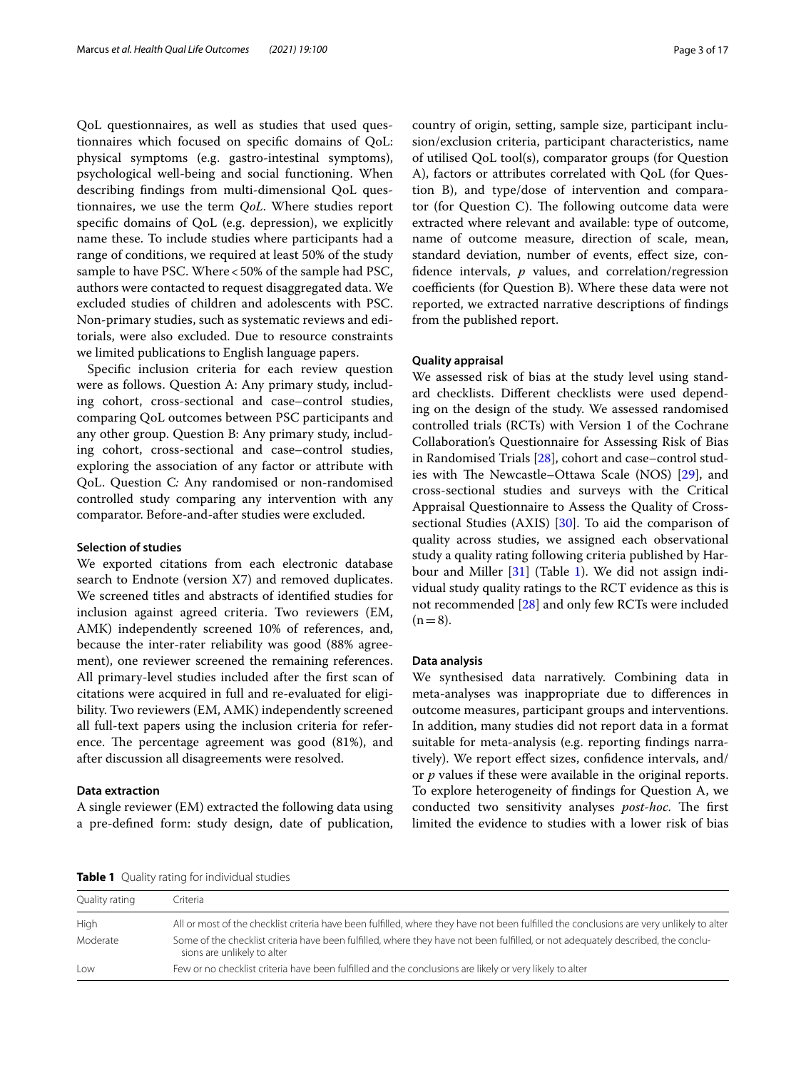QoL questionnaires, as well as studies that used questionnaires which focused on specific domains of QoL: physical symptoms (e.g. gastro-intestinal symptoms), psychological well-being and social functioning. When describing findings from multi-dimensional QoL questionnaires, we use the term *QoL*. Where studies report specific domains of QoL (e.g. depression), we explicitly name these. To include studies where participants had a range of conditions, we required at least 50% of the study sample to have PSC. Where < 50% of the sample had PSC, authors were contacted to request disaggregated data. We excluded studies of children and adolescents with PSC. Non-primary studies, such as systematic reviews and editorials, were also excluded. Due to resource constraints we limited publications to English language papers.

Specific inclusion criteria for each review question were as follows. Question A: Any primary study, including cohort, cross-sectional and case–control studies, comparing QoL outcomes between PSC participants and any other group. Question B: Any primary study, including cohort, cross-sectional and case–control studies, exploring the association of any factor or attribute with QoL. Question C*:* Any randomised or non-randomised controlled study comparing any intervention with any comparator. Before-and-after studies were excluded.

### Selection of studies

We exported citations from each electronic database search to Endnote (version X7) and removed duplicates. We screened titles and abstracts of identified studies for inclusion against agreed criteria. Two reviewers (EM, AMK) independently screened 10% of references, and, because the inter-rater reliability was good (88% agreement), one reviewer screened the remaining references. All primary-level studies included after the first scan of citations were acquired in full and re-evaluated for eligibility. Two reviewers (EM, AMK) independently screened all full-text papers using the inclusion criteria for reference. The percentage agreement was good (81%), and after discussion all disagreements were resolved.

### Data extraction

A single reviewer (EM) extracted the following data using a pre-defined form: study design, date of publication, country of origin, setting, sample size, participant inclusion/exclusion criteria, participant characteristics, name of utilised QoL tool(s), comparator groups (for Question A), factors or attributes correlated with QoL (for Question B), and type/dose of intervention and comparator (for Question C). The following outcome data were extracted where relevant and available: type of outcome, name of outcome measure, direction of scale, mean, standard deviation, number of events, effect size, confidence intervals, $p$ values, and correlation/regression coefficients (for Question B). Where these data were not reported, we extracted narrative descriptions of findings from the published report.

### Quality appraisal

We assessed risk of bias at the study level using standard checklists. Different checklists were used depending on the design of the study. We assessed randomised controlled trials (RCTs) with Version 1 of the Cochrane Collaboration's Questionnaire for Assessing Risk of Bias in Randomised Trials [28], cohort and case–control studies with The Newcastle–Ottawa Scale (NOS) [29], and cross-sectional studies and surveys with the Critical Appraisal Questionnaire to Assess the Quality of Cross-sectional Studies (AXIS) [30]. To aid the comparison of quality across studies, we assigned each observational study a quality rating following criteria published by Harbour and Miller [31] (Table 1). We did not assign individual study quality ratings to the RCT evidence as this is not recommended [28] and only few RCTs were included ($n = 8$).

### Data analysis

We synthesised data narratively. Combining data in meta-analyses was inappropriate due to differences in outcome measures, participant groups and interventions. In addition, many studies did not report data in a format suitable for meta-analysis (e.g. reporting findings narratively). We report effect sizes, confidence intervals, and/or $p$ values if these were available in the original reports. To explore heterogeneity of findings for Question A, we conducted two sensitivity analyses *post-hoc*. The first limited the evidence to studies with a lower risk of bias

**Table 1** Quality rating for individual studies

| Quality rating | Criteria |
|---|---|
| High | All or most of the checklist criteria have been fulfilled, where they have not been fulfilled the conclusions are very unlikely to alter |
| Moderate | Some of the checklist criteria have been fulfilled, where they have not been fulfilled, or not adequately described, the conclusions are unlikely to alter |
| Low | Few or no checklist criteria have been fulfilled and the conclusions are likely or very likely to alter |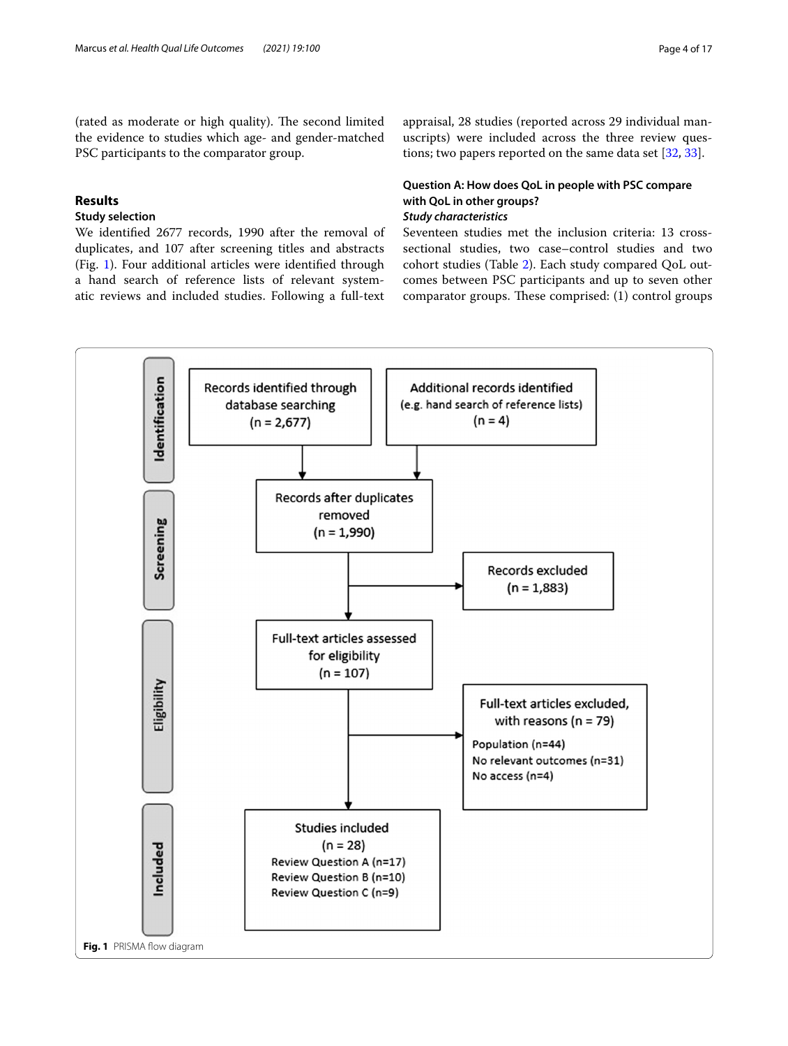(rated as moderate or high quality). The second limited the evidence to studies which age- and gender-matched PSC participants to the comparator group.

## Results

### Study selection

We identified 2677 records, 1990 after the removal of duplicates, and 107 after screening titles and abstracts (Fig. 1). Four additional articles were identified through a hand search of reference lists of relevant systematic reviews and included studies. Following a full-text appraisal, 28 studies (reported across 29 individual manuscripts) were included across the three review questions; two papers reported on the same data set [32, 33].

### Question A: How does QoL in people with PSC compare with QoL in other groups?

#### *Study characteristics*

Seventeen studies met the inclusion criteria: 13 cross-sectional studies, two case–control studies and two cohort studies (Table 2). Each study compared QoL outcomes between PSC participants and up to seven other comparator groups. These comprised: (1) control groups

**Identification**

- Records identified through database searching (n = 2,677)
- Additional records identified (e.g. hand search of reference lists) (n = 4)

**Screening**

- Records after duplicates removed (n = 1,990)
- Records excluded (n = 1,883)

**Eligibility**

- Full-text articles assessed for eligibility (n = 107)
- Full-text articles excluded, with reasons (n = 79)
  - Population (n=44)
  - No relevant outcomes (n=31)
  - No access (n=4)

**Included**

- Studies included (n = 28)
  - Review Question A (n=17)
  - Review Question B (n=10)
  - Review Question C (n=9)

**Fig. 1** PRISMA flow diagram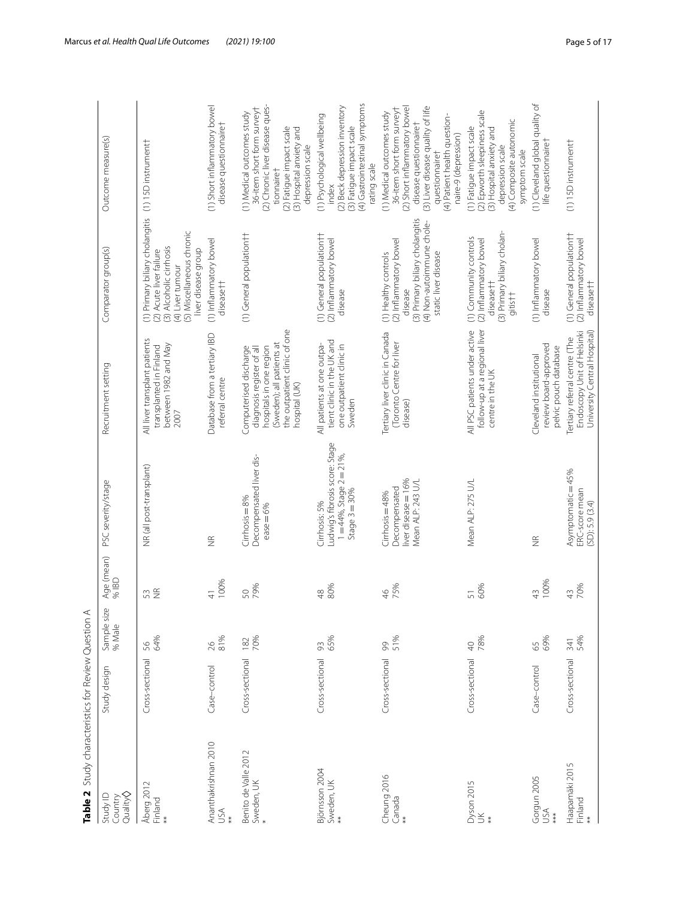**Table 2** Study characteristics for Review Question A

| Study ID<br>Country<br>Quality◇ | Study design | Sample size<br>% Male | Age (mean)<br>% IBD | PSC severity/stage | Recruitment setting | Comparator group(s) | Outcome measure(s) |
|---|---|---|---|---|---|---|---|
| Åberg 2012<br>Finland<br>** | Cross-sectional | 56<br>64% | 53<br>NR | NR (all post-transplant) | All liver transplant patients transplanted in Finland between 1982 and May 2007 | (1) Primary biliary cholangitis<br>(2) Acute liver failure<br>(3) Alcoholic cirrhosis<br>(4) Liver tumour<br>(5) Miscellaneous chronic liver disease group | (1) 15D instrument† |
| Ananthakrishnan 2010<br>USA<br>** | Case–control | 26<br>81% | 41<br>100% | NR | Database from a tertiary IBD referral centre | (1) Inflammatory bowel disease†† | (1) Short inflammatory bowel disease questionnaire† |
| Benito de Valle 2012<br>Sweden, UK<br>* | Cross-sectional | 182<br>70% | 50<br>79% | Cirrhosis = 8%<br>Decompensated liver disease = 6% | Computerised discharge diagnosis register of all hospitals in one region (Sweden); all patients at the outpatient clinic of one hospital (UK) | (1) General population†† | (1) Medical outcomes study 36-item short form survey†<br>(2) Chronic liver disease questionnaire†<br>(2) Fatigue impact scale<br>(3) Hospital anxiety and depression scale |
| Björnsson 2004<br>Sweden, UK<br>** | Cross-sectional | 93<br>65% | 48<br>80% | Cirrhosis: 5%<br>Ludwig's fibrosis score: Stage 1 = 44%, Stage 2 = 21%, Stage 3 = 30% | All patients at one outpatient clinic in the UK and one outpatient clinic in Sweden | (1) General population††<br>(2) Inflammatory bowel disease | (1) Psychological wellbeing index<br>(2) Beck depression inventory<br>(3) Fatigue impact scale<br>(4) Gastrointestinal symptoms rating scale |
| Cheung 2016<br>Canada<br>** | Cross-sectional | 99<br>51% | 46<br>75% | Cirrhosis = 48%<br>Decompensated liver disease = 16%<br>Mean ALP: 243 U/L | Tertiary liver clinic in Canada (Toronto Centre for liver disease) | (1) Healthy controls<br>(2) Inflammatory bowel disease<br>(3) Primary biliary cholangitis<br>(4) Non-autoimmune cholestatic liver disease | (1) Medical outcomes study 36-item short form survey†<br>(2) Short inflammatory bowel disease questionnaire†<br>(3) Liver disease quality of life questionnaire†<br>(4) Patient health questionnaire-9 (depression) |
| Dyson 2015<br>UK<br>** | Cross-sectional | 40<br>78% | 51<br>60% | Mean ALP: 275 U/L | All PSC patients under active follow-up at a regional liver centre in the UK | (1) Community controls<br>(2) Inflammatory bowel disease††<br>(3) Primary biliary cholangitis†† | (1) Fatigue impact scale<br>(2) Epworth sleepiness scale<br>(3) Hospital anxiety and depression scale<br>(4) Composite autonomic symptom scale |
| Gorgun 2005<br>USA<br>*** | Case–control | 65<br>69% | 43<br>100% | NR | Cleveland institutional review board-approved pelvic pouch database | (1) Inflammatory bowel disease | (1) Cleveland global quality of life questionnaire† |
| Haapamäki 2015<br>Finland<br>** | Cross-sectional | 341<br>54% | 43<br>70% | Asymptomatic = 45%<br>ERC-score mean (SD): 5.9 (3.4) | Tertiary referral centre (The Endoscopy Unit of Helsinki University Central Hospital) | (1) General population††<br>(2) Inflammatory bowel disease†† | (1) 15D instrument† |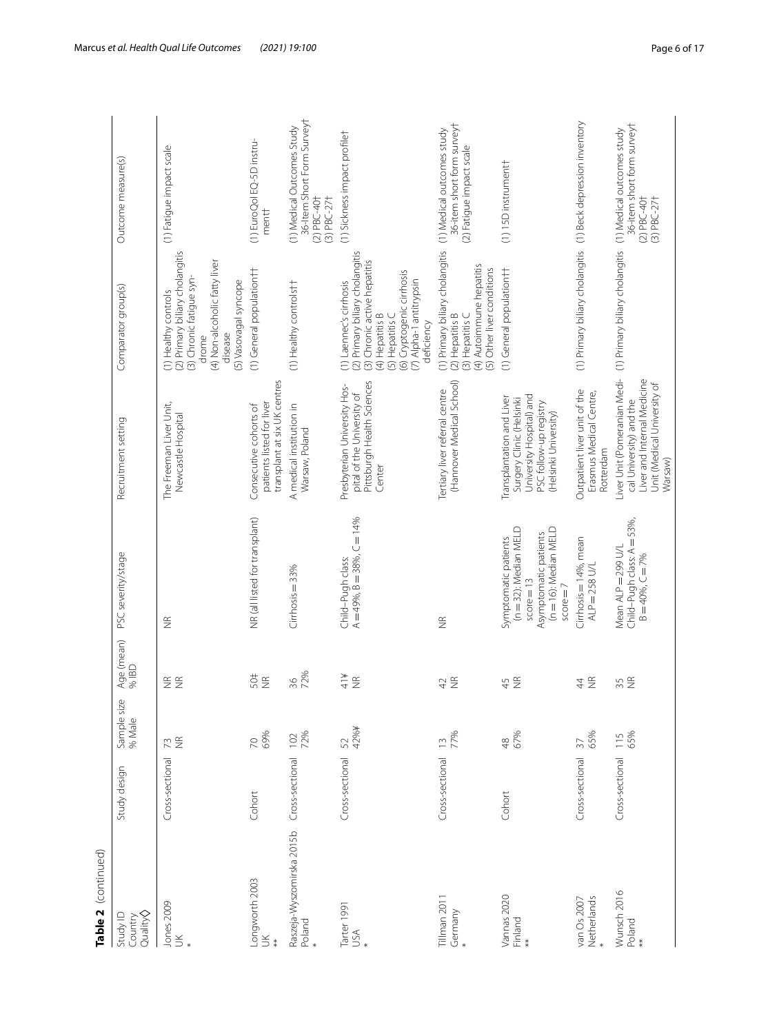**Table 2** (continued)

| Study ID<br>Country<br>Quality◇ | Study design | Sample size<br>% Male | Age (mean)<br>% IBD | PSC severity/stage | Recruitment setting | Comparator group(s) | Outcome measure(s) |
|---|---|---|---|---|---|---|---|
| Jones 2009<br>UK<br>* | Cross-sectional | 73<br>NR | NR<br>NR | NR | The Freeman Liver Unit, Newcastle Hospital | (1) Healthy controls<br>(2) Primary biliary cholangitis<br>(3) Chronic fatigue syndrome<br>(4) Non-alcoholic fatty liver disease<br>(5) Vasovagal syncope | (1) Fatigue impact scale |
| Longworth 2003<br>UK<br>** | Cohort | 70<br>69% | 50‡<br>NR | NR (all listed for transplant) | Consecutive cohorts of patients listed for liver transplant at six UK centres | (1) General population†† | (1) EuroQol EQ-5D instrument† |
| Raszeja-Wyszomirska 2015b<br>Poland<br>* | Cross-sectional | 102<br>72% | 36<br>72% | Cirrhosis = 33% | A medical institution in Warsaw, Poland | (1) Healthy controls†† | (1) Medical Outcomes Study 36-Item Short Form Survey†<br>(2) PBC-40†<br>(3) PBC-27† |
| Tarter 1991<br>USA<br>* | Cross-sectional | 52<br>42%¥ | 41¥<br>NR | Child–Pugh class: A = 49%, B = 38%, C = 14% | Presbyterian University Hospital of the University of Pittsburgh Health Sciences Center | (1) Laennec's cirrhosis<br>(2) Primary biliary cholangitis<br>(3) Chronic active hepatitis<br>(4) Hepatitis B<br>(5) Hepatitis C<br>(6) Cryptogenic cirrhosis<br>(7) Alpha-1 antitrypsin deficiency | (1) Sickness impact profile† |
| Tillman 2011<br>Germany<br>* | Cross-sectional | 13<br>77% | 42<br>NR | NR | Tertiary liver referral centre (Hannover Medical School) | (1) Primary biliary cholangitis<br>(2) Hepatitis B<br>(3) Hepatitis C<br>(4) Autoimmune hepatitis<br>(5) Other liver conditions | (1) Medical outcomes study 36-item short form survey†<br>(2) Fatigue impact scale |
| Vannas 2020<br>Finland<br>** | Cohort | 48<br>67% | 45<br>NR | Symptomatic patients (n = 32): Median MELD score = 13<br>Asymptomatic patients (n = 16): Median MELD score = 7 | Transplantation and Liver Surgery Clinic (Helsinki University Hospital) and PSC follow-up registry (Helsinki University) | (1) General population†† | (1) 15D instrument† |
| van Os 2007<br>Netherlands<br>* | Cross-sectional | 37<br>65% | 44<br>NR | Cirrhosis = 14%, mean ALP = 258 U/L | Outpatient liver unit of the Erasmus Medical Centre, Rotterdam | (1) Primary biliary cholangitis | (1) Beck depression inventory |
| Wunsch 2016<br>Poland<br>** | Cross-sectional | 115<br>65% | 35<br>NR | Mean ALP = 299 U/L<br>Child–Pugh class: A = 53%, B = 40%, C = 7% | Liver Unit (Pomeranian Medical University) and the Liver and Internal Medicine Unit (Medical University of Warsaw) | (1) Primary biliary cholangitis | (1) Medical outcomes study 36-item short form survey†<br>(2) PBC-40†<br>(3) PBC-27† |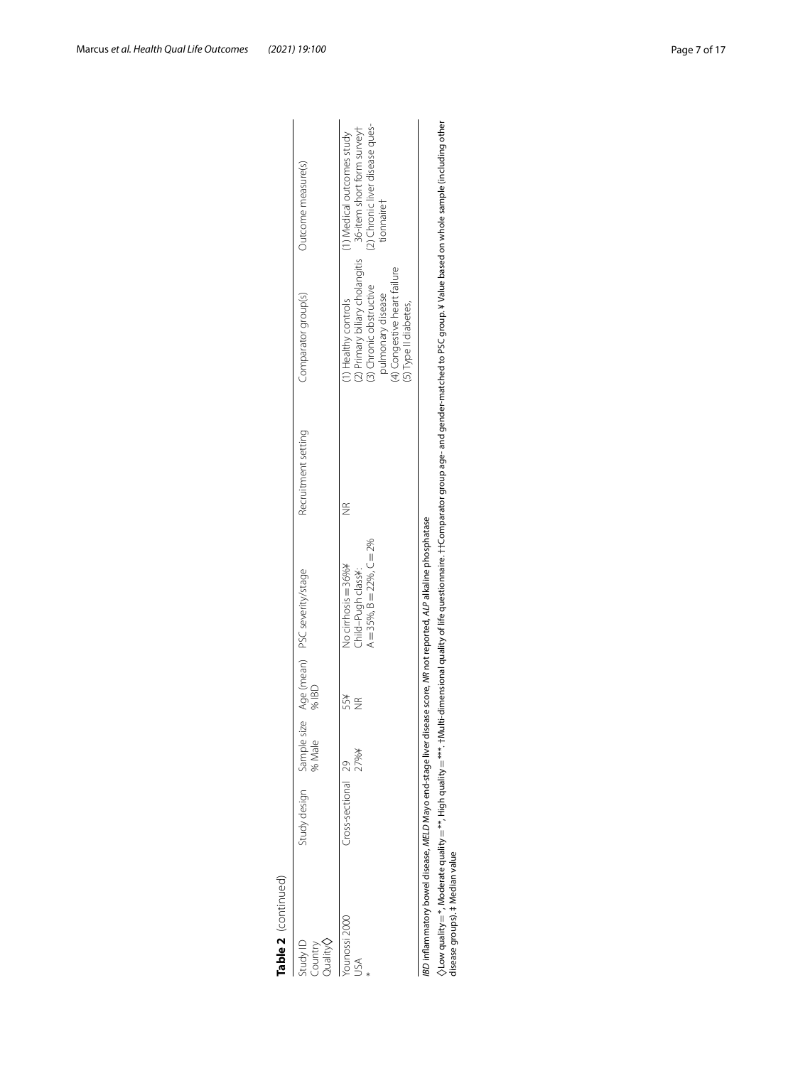**Table 2** (continued)

| Study ID<br>Country<br>Quality◊ | Study design | Sample size<br>% Male | Age (mean)<br>% IBD | PSC severity/stage | Recruitment setting | Comparator group(s) | Outcome measure(s) |
|---|---|---|---|---|---|---|---|
| Younossi 2000<br>USA<br>* | Cross-sectional | 29<br>27%¥ | 55¥<br>NR | No cirrhosis = 36%¥<br>Child–Pugh class¥:<br>A = 35%, B = 22%, C = 2% | NR | (1) Healthy controls<br>(2) Primary biliary cholangitis<br>(3) Chronic obstructive pulmonary disease<br>(4) Congestive heart failure<br>(5) Type II diabetes, | (1) Medical outcomes study 36-item short form survey†<br>(2) Chronic liver disease questionnaire† |

*IBD* inflammatory bowel disease, *MELD* Mayo end-stage liver disease score, *NR* not reported, *ALP* alkaline phosphatase

◊Low quality = *, Moderate quality = **, High quality = ***. †Multi-dimensional quality of life questionnaire. ††Comparator group age- and gender-matched to PSC group. ¥ Value based on whole sample (including other disease groups). ‡ Median value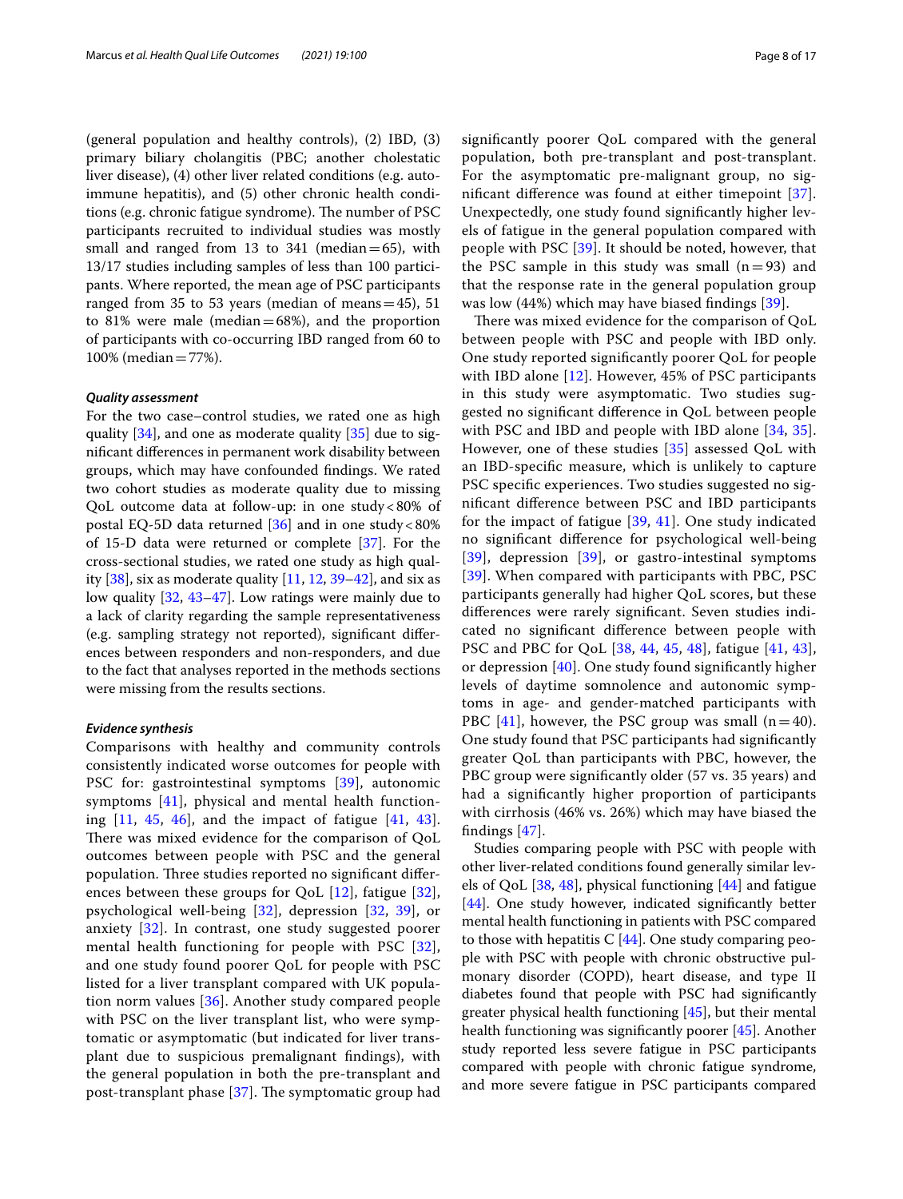(general population and healthy controls), (2) IBD, (3) primary biliary cholangitis (PBC; another cholestatic liver disease), (4) other liver related conditions (e.g. autoimmune hepatitis), and (5) other chronic health conditions (e.g. chronic fatigue syndrome). The number of PSC participants recruited to individual studies was mostly small and ranged from 13 to 341 (median = 65), with 13/17 studies including samples of less than 100 participants. Where reported, the mean age of PSC participants ranged from 35 to 53 years (median of means = 45), 51 to 81% were male (median = 68%), and the proportion of participants with co-occurring IBD ranged from 60 to 100% (median = 77%).

#### *Quality assessment*

For the two case–control studies, we rated one as high quality [34], and one as moderate quality [35] due to significant differences in permanent work disability between groups, which may have confounded findings. We rated two cohort studies as moderate quality due to missing QoL outcome data at follow-up: in one study < 80% of postal EQ-5D data returned [36] and in one study < 80% of 15-D data were returned or complete [37]. For the cross-sectional studies, we rated one study as high quality [38], six as moderate quality [11, 12, 39–42], and six as low quality [32, 43–47]. Low ratings were mainly due to a lack of clarity regarding the sample representativeness (e.g. sampling strategy not reported), significant differences between responders and non-responders, and due to the fact that analyses reported in the methods sections were missing from the results sections.

#### *Evidence synthesis*

Comparisons with healthy and community controls consistently indicated worse outcomes for people with PSC for: gastrointestinal symptoms [39], autonomic symptoms [41], physical and mental health functioning [11, 45, 46], and the impact of fatigue [41, 43]. There was mixed evidence for the comparison of QoL outcomes between people with PSC and the general population. Three studies reported no significant differences between these groups for QoL [12], fatigue [32], psychological well-being [32], depression [32, 39], or anxiety [32]. In contrast, one study suggested poorer mental health functioning for people with PSC [32], and one study found poorer QoL for people with PSC listed for a liver transplant compared with UK population norm values [36]. Another study compared people with PSC on the liver transplant list, who were symptomatic or asymptomatic (but indicated for liver transplant due to suspicious premalignant findings), with the general population in both the pre-transplant and post-transplant phase [37]. The symptomatic group had significantly poorer QoL compared with the general population, both pre-transplant and post-transplant. For the asymptomatic pre-malignant group, no significant difference was found at either timepoint [37]. Unexpectedly, one study found significantly higher levels of fatigue in the general population compared with people with PSC [39]. It should be noted, however, that the PSC sample in this study was small (n = 93) and that the response rate in the general population group was low (44%) which may have biased findings [39].

There was mixed evidence for the comparison of QoL between people with PSC and people with IBD only. One study reported significantly poorer QoL for people with IBD alone [12]. However, 45% of PSC participants in this study were asymptomatic. Two studies suggested no significant difference in QoL between people with PSC and IBD and people with IBD alone [34, 35]. However, one of these studies [35] assessed QoL with an IBD-specific measure, which is unlikely to capture PSC specific experiences. Two studies suggested no significant difference between PSC and IBD participants for the impact of fatigue [39, 41]. One study indicated no significant difference for psychological well-being [39], depression [39], or gastro-intestinal symptoms [39]. When compared with participants with PBC, PSC participants generally had higher QoL scores, but these differences were rarely significant. Seven studies indicated no significant difference between people with PSC and PBC for QoL [38, 44, 45, 48], fatigue [41, 43], or depression [40]. One study found significantly higher levels of daytime somnolence and autonomic symptoms in age- and gender-matched participants with PBC [41], however, the PSC group was small (n = 40). One study found that PSC participants had significantly greater QoL than participants with PBC, however, the PBC group were significantly older (57 vs. 35 years) and had a significantly higher proportion of participants with cirrhosis (46% vs. 26%) which may have biased the findings [47].

Studies comparing people with PSC with people with other liver-related conditions found generally similar levels of QoL [38, 48], physical functioning [44] and fatigue [44]. One study however, indicated significantly better mental health functioning in patients with PSC compared to those with hepatitis C [44]. One study comparing people with PSC with people with chronic obstructive pulmonary disorder (COPD), heart disease, and type II diabetes found that people with PSC had significantly greater physical health functioning [45], but their mental health functioning was significantly poorer [45]. Another study reported less severe fatigue in PSC participants compared with people with chronic fatigue syndrome, and more severe fatigue in PSC participants compared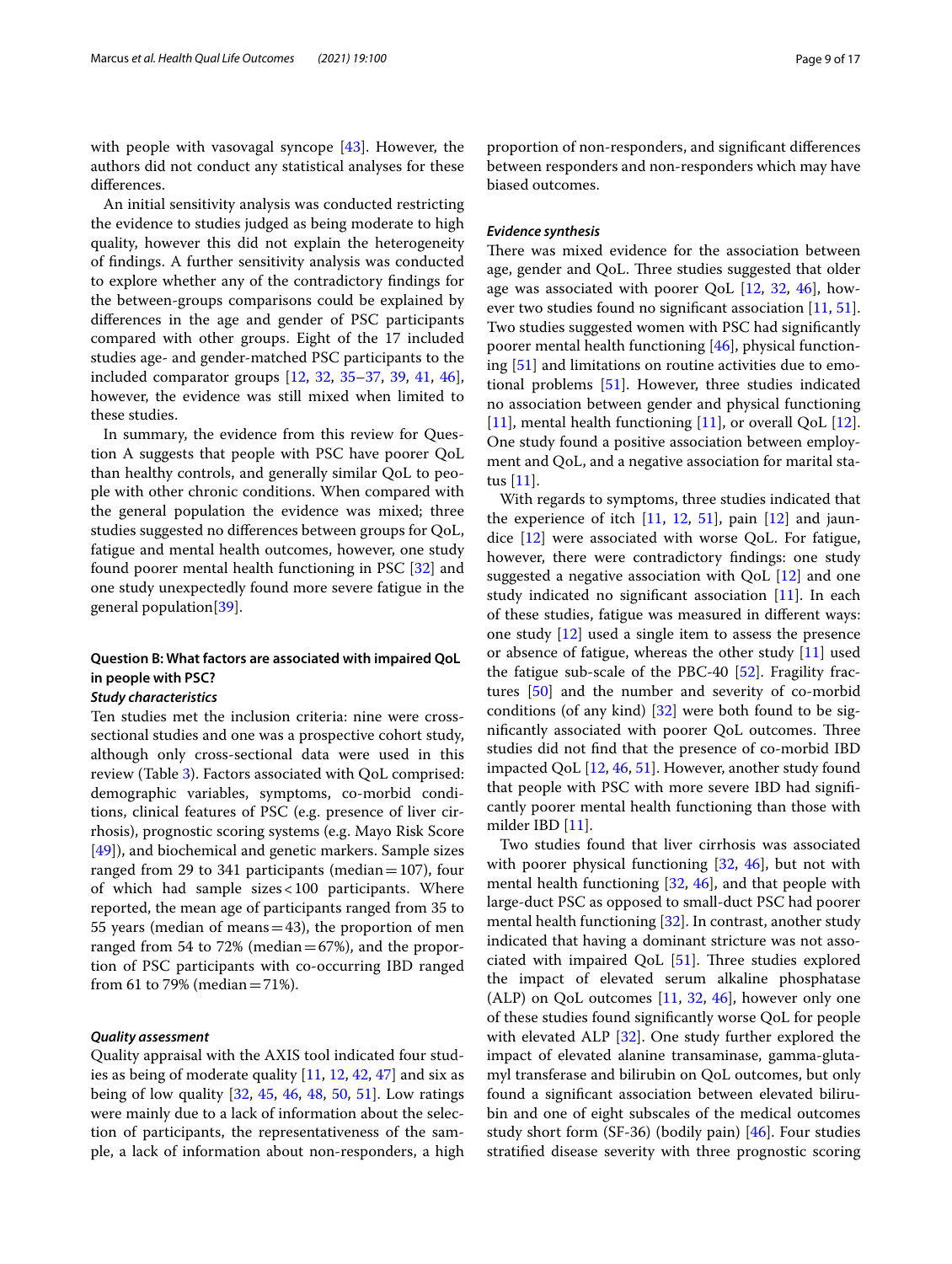with people with vasovagal syncope [43]. However, the authors did not conduct any statistical analyses for these differences.

An initial sensitivity analysis was conducted restricting the evidence to studies judged as being moderate to high quality, however this did not explain the heterogeneity of findings. A further sensitivity analysis was conducted to explore whether any of the contradictory findings for the between-groups comparisons could be explained by differences in the age and gender of PSC participants compared with other groups. Eight of the 17 included studies age- and gender-matched PSC participants to the included comparator groups [12, 32, 35–37, 39, 41, 46], however, the evidence was still mixed when limited to these studies.

In summary, the evidence from this review for Question A suggests that people with PSC have poorer QoL than healthy controls, and generally similar QoL to people with other chronic conditions. When compared with the general population the evidence was mixed; three studies suggested no differences between groups for QoL, fatigue and mental health outcomes, however, one study found poorer mental health functioning in PSC [32] and one study unexpectedly found more severe fatigue in the general population[39].

### Question B: What factors are associated with impaired QoL in people with PSC?

#### *Study characteristics*

Ten studies met the inclusion criteria: nine were cross-sectional studies and one was a prospective cohort study, although only cross-sectional data were used in this review (Table 3). Factors associated with QoL comprised: demographic variables, symptoms, co-morbid conditions, clinical features of PSC (e.g. presence of liver cirrhosis), prognostic scoring systems (e.g. Mayo Risk Score [49]), and biochemical and genetic markers. Sample sizes ranged from 29 to 341 participants (median = 107), four of which had sample sizes < 100 participants. Where reported, the mean age of participants ranged from 35 to 55 years (median of means = 43), the proportion of men ranged from 54 to 72% (median = 67%), and the proportion of PSC participants with co-occurring IBD ranged from 61 to 79% (median = 71%).

#### *Quality assessment*

Quality appraisal with the AXIS tool indicated four studies as being of moderate quality [11, 12, 42, 47] and six as being of low quality [32, 45, 46, 48, 50, 51]. Low ratings were mainly due to a lack of information about the selection of participants, the representativeness of the sample, a lack of information about non-responders, a high proportion of non-responders, and significant differences between responders and non-responders which may have biased outcomes.

#### *Evidence synthesis*

There was mixed evidence for the association between age, gender and QoL. Three studies suggested that older age was associated with poorer QoL [12, 32, 46], however two studies found no significant association [11, 51]. Two studies suggested women with PSC had significantly poorer mental health functioning [46], physical functioning [51] and limitations on routine activities due to emotional problems [51]. However, three studies indicated no association between gender and physical functioning [11], mental health functioning [11], or overall QoL [12]. One study found a positive association between employment and QoL, and a negative association for marital status [11].

With regards to symptoms, three studies indicated that the experience of itch [11, 12, 51], pain [12] and jaundice [12] were associated with worse QoL. For fatigue, however, there were contradictory findings: one study suggested a negative association with QoL [12] and one study indicated no significant association [11]. In each of these studies, fatigue was measured in different ways: one study [12] used a single item to assess the presence or absence of fatigue, whereas the other study [11] used the fatigue sub-scale of the PBC-40 [52]. Fragility fractures [50] and the number and severity of co-morbid conditions (of any kind) [32] were both found to be significantly associated with poorer QoL outcomes. Three studies did not find that the presence of co-morbid IBD impacted QoL [12, 46, 51]. However, another study found that people with PSC with more severe IBD had significantly poorer mental health functioning than those with milder IBD [11].

Two studies found that liver cirrhosis was associated with poorer physical functioning [32, 46], but not with mental health functioning [32, 46], and that people with large-duct PSC as opposed to small-duct PSC had poorer mental health functioning [32]. In contrast, another study indicated that having a dominant stricture was not associated with impaired QoL [51]. Three studies explored the impact of elevated serum alkaline phosphatase (ALP) on QoL outcomes [11, 32, 46], however only one of these studies found significantly worse QoL for people with elevated ALP [32]. One study further explored the impact of elevated alanine transaminase, gamma-glutamyl transferase and bilirubin on QoL outcomes, but only found a significant association between elevated bilirubin and one of eight subscales of the medical outcomes study short form (SF-36) (bodily pain) [46]. Four studies stratified disease severity with three prognostic scoring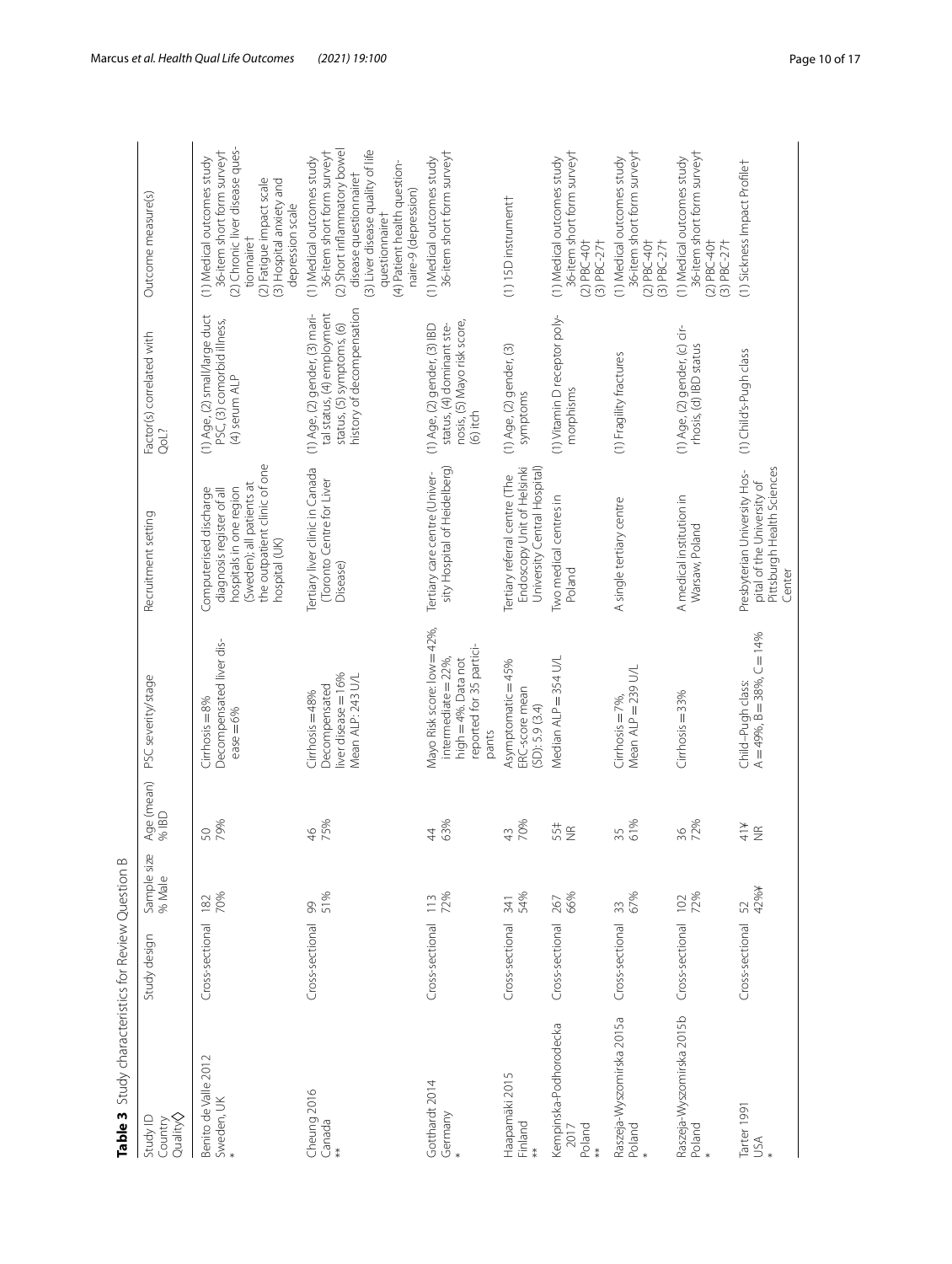**Table 3** Study characteristics for Review Question B

| Study ID<br>Country<br>Quality◇ | Study design | Sample size<br>% Male | Age (mean)<br>% IBD | PSC severity/stage | Recruitment setting | Factor(s) correlated with QoL? | Outcome measure(s) |
|---|---|---|---|---|---|---|---|
| Benito de Valle 2012<br>Sweden, UK<br>* | Cross-sectional | 182<br>70% | 50<br>79% | Cirrhosis = 8%<br>Decompensated liver disease = 6% | Computerised discharge diagnosis register of all hospitals in one region (Sweden); all patients at the outpatient clinic of one hospital (UK) | (1) Age, (2) small/large duct PSC, (3) comorbid illness, (4) serum ALP | (1) Medical outcomes study 36-item short form survey†<br>(2) Chronic liver disease questionnaire†<br>(2) Fatigue impact scale<br>(3) Hospital anxiety and depression scale |
| Cheung 2016<br>Canada<br>** | Cross-sectional | 99<br>51% | 46<br>75% | Cirrhosis = 48%<br>Decompensated liver disease = 16%<br>Mean ALP: 243 U/L | Tertiary liver clinic in Canada (Toronto Centre for Liver Disease) | (1) Age, (2) gender, (3) marital status, (4) employment status, (5) symptoms, (6) history of decompensation | (1) Medical outcomes study 36-item short form survey†<br>(2) Short inflammatory bowel disease questionnaire†<br>(3) Liver disease quality of life questionnaire†<br>(4) Patient health questionnaire-9 (depression) |
| Gotthardt 2014<br>Germany<br>* | Cross-sectional | 113<br>72% | 44<br>63% | Mayo Risk score: low = 42%, intermediate = 22%, high = 4%. Data not reported for 35 participants | Tertiary care centre (University Hospital of Heidelberg) | (1) Age, (2) gender, (3) IBD status, (4) dominant stenosis, (5) Mayo risk score, (6) itch | (1) Medical outcomes study 36-item short form survey† |
| Haapamäki 2015<br>Finland<br>** | Cross-sectional | 341<br>54% | 43<br>70% | Asymptomatic = 45%<br>ERC-score mean (SD): 5.9 (3.4) | Tertiary referral centre (The Endoscopy Unit of Helsinki University Central Hospital) | (1) Age, (2) gender, (3) symptoms | (1) 15D instrument† |
| Kempinska-Podhorodecka 2017<br>Poland<br>** | Cross-sectional | 267<br>66% | 55‡<br>NR | Median ALP = 354 U/L | Two medical centres in Poland | (1) Vitamin D receptor polymorphisms | (1) Medical outcomes study 36-item short form survey†<br>(2) PBC-40†<br>(3) PBC-27† |
| Raszeja-Wyszomirska 2015a<br>Poland<br>* | Cross-sectional | 33<br>67% | 35<br>61% | Cirrhosis = 7%,<br>Mean ALP = 239 U/L | A single tertiary centre | (1) Fragility fractures | (1) Medical outcomes study 36-item short form survey†<br>(2) PBC-40†<br>(3) PBC-27† |
| Raszeja-Wyszomirska 2015b<br>Poland<br>* | Cross-sectional | 102<br>72% | 36<br>72% | Cirrhosis = 33% | A medical institution in Warsaw, Poland | (1) Age, (2) gender, (c) cirrhosis, (d) IBD status | (1) Medical outcomes study 36-item short form survey†<br>(2) PBC-40†<br>(3) PBC-27† |
| Tarter 1991<br>USA<br>* | Cross-sectional | 52<br>42%¥ | 41¥<br>NR | Child–Pugh class:<br>A = 49%, B = 38%, C = 14% | Presbyterian University Hospital of the University of Pittsburgh Health Sciences Center | (1) Child's-Pugh class | (1) Sickness Impact Profile† |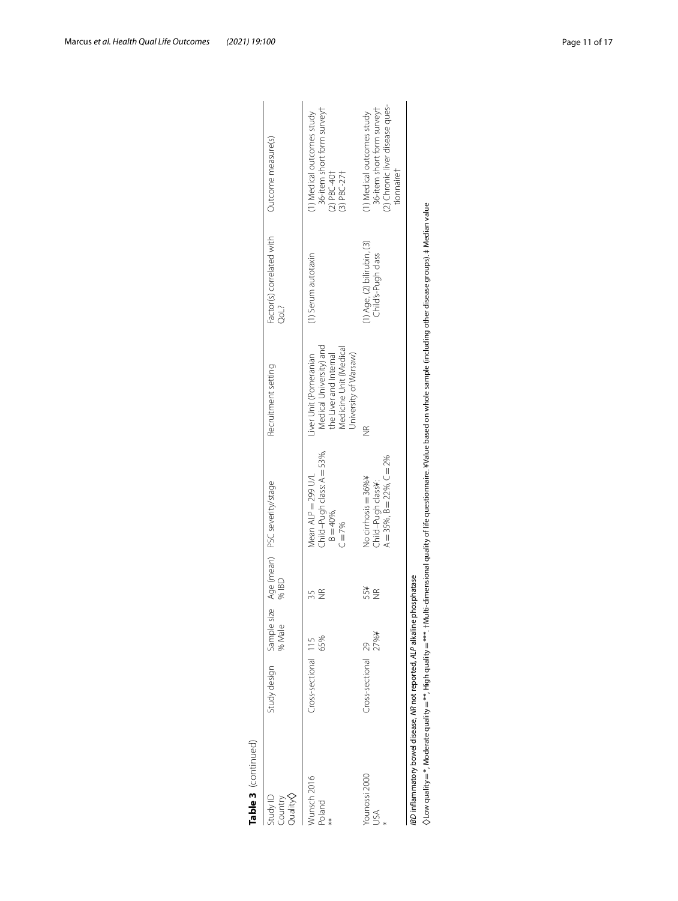**Table 3** (continued)

| Study ID<br>Country<br>Quality◇ | Study design | Sample size<br>% Male | Age (mean)<br>% IBD | PSC severity/stage | Recruitment setting | Factor(s) correlated with QoL? | Outcome measure(s) |
|---|---|---|---|---|---|---|---|
| Wunsch 2016<br>Poland<br>** | Cross-sectional | 115<br>65% | 35<br>NR | Mean ALP = 299 U/L<br>Child–Pugh class: A = 53%, B = 40%, C = 7% | Liver Unit (Pomeranian Medical University) and the Liver and Internal Medicine Unit (Medical University of Warsaw) | (1) Serum autotaxin | (1) Medical outcomes study 36-item short form survey†<br>(2) PBC-40†<br>(3) PBC-27† |
| Younossi 2000<br>USA<br>* | Cross-sectional | 29<br>27%¥ | 55¥<br>NR | No cirrhosis = 36%¥<br>Child–Pugh class¥: A = 35%, B = 22%, C = 2% | NR | (1) Age, (2) bilirubin, (3) Child's-Pugh class | (1) Medical outcomes study 36-item short form survey†<br>(2) Chronic liver disease questionnaire† |

*IBD* inflammatory bowel disease, *NR* not reported, *ALP* alkaline phosphatase

◇Low quality = *, Moderate quality = **, High quality = ***. †Multi-dimensional quality of life questionnaire. ¥Value based on whole sample (including other disease groups). ‡ Median value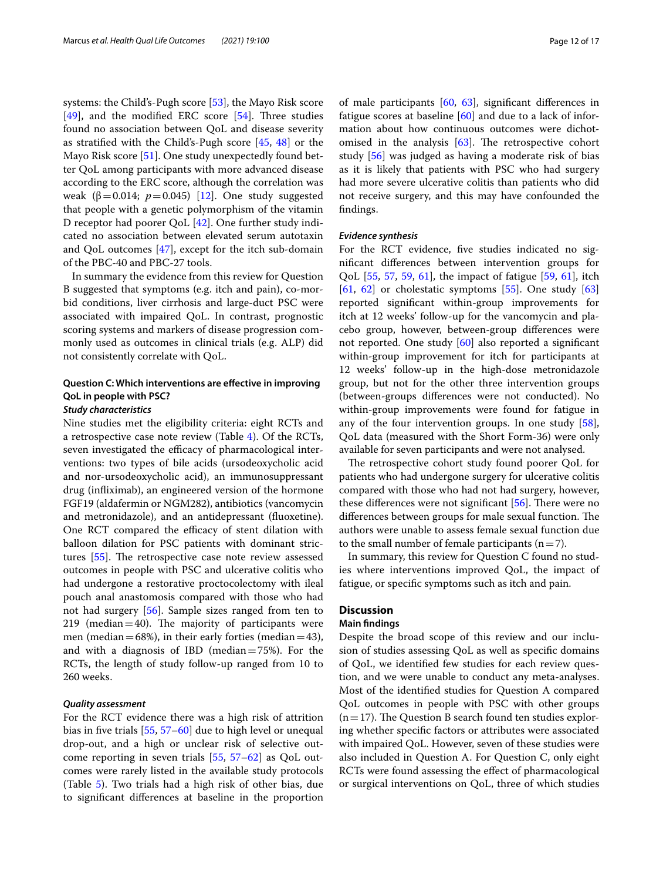systems: the Child's-Pugh score [53], the Mayo Risk score [49], and the modified ERC score [54]. Three studies found no association between QoL and disease severity as stratified with the Child's-Pugh score [45, 48] or the Mayo Risk score [51]. One study unexpectedly found better QoL among participants with more advanced disease according to the ERC score, although the correlation was weak ($\beta = 0.014$; $p = 0.045$) [12]. One study suggested that people with a genetic polymorphism of the vitamin D receptor had poorer QoL [42]. One further study indicated no association between elevated serum autotaxin and QoL outcomes [47], except for the itch sub-domain of the PBC-40 and PBC-27 tools.

In summary the evidence from this review for Question B suggested that symptoms (e.g. itch and pain), co-morbid conditions, liver cirrhosis and large-duct PSC were associated with impaired QoL. In contrast, prognostic scoring systems and markers of disease progression commonly used as outcomes in clinical trials (e.g. ALP) did not consistently correlate with QoL.

### Question C: Which interventions are effective in improving QoL in people with PSC?

#### *Study characteristics*

Nine studies met the eligibility criteria: eight RCTs and a retrospective case note review (Table 4). Of the RCTs, seven investigated the efficacy of pharmacological interventions: two types of bile acids (ursodeoxycholic acid and nor-ursodeoxycholic acid), an immunosuppressant drug (infliximab), an engineered version of the hormone FGF19 (aldafermin or NGM282), antibiotics (vancomycin and metronidazole), and an antidepressant (fluoxetine). One RCT compared the efficacy of stent dilation with balloon dilation for PSC patients with dominant strictures [55]. The retrospective case note review assessed outcomes in people with PSC and ulcerative colitis who had undergone a restorative proctocolectomy with ileal pouch anal anastomosis compared with those who had not had surgery [56]. Sample sizes ranged from ten to 219 (median = 40). The majority of participants were men (median = 68%), in their early forties (median = 43), and with a diagnosis of IBD (median = 75%). For the RCTs, the length of study follow-up ranged from 10 to 260 weeks.

#### *Quality assessment*

For the RCT evidence there was a high risk of attrition bias in five trials [55, 57–60] due to high level or unequal drop-out, and a high or unclear risk of selective outcome reporting in seven trials [55, 57–62] as QoL outcomes were rarely listed in the available study protocols (Table 5). Two trials had a high risk of other bias, due to significant differences at baseline in the proportion of male participants [60, 63], significant differences in fatigue scores at baseline [60] and due to a lack of information about how continuous outcomes were dichotomised in the analysis [63]. The retrospective cohort study [56] was judged as having a moderate risk of bias as it is likely that patients with PSC who had surgery had more severe ulcerative colitis than patients who did not receive surgery, and this may have confounded the findings.

#### *Evidence synthesis*

For the RCT evidence, five studies indicated no significant differences between intervention groups for QoL [55, 57, 59, 61], the impact of fatigue [59, 61], itch [61, 62] or cholestatic symptoms [55]. One study [63] reported significant within-group improvements for itch at 12 weeks' follow-up for the vancomycin and placebo group, however, between-group differences were not reported. One study [60] also reported a significant within-group improvement for itch for participants at 12 weeks' follow-up in the high-dose metronidazole group, but not for the other three intervention groups (between-groups differences were not conducted). No within-group improvements were found for fatigue in any of the four intervention groups. In one study [58], QoL data (measured with the Short Form-36) were only available for seven participants and were not analysed.

The retrospective cohort study found poorer QoL for patients who had undergone surgery for ulcerative colitis compared with those who had not had surgery, however, these differences were not significant [56]. There were no differences between groups for male sexual function. The authors were unable to assess female sexual function due to the small number of female participants (n = 7).

In summary, this review for Question C found no studies where interventions improved QoL, the impact of fatigue, or specific symptoms such as itch and pain.

## Discussion

### Main findings

Despite the broad scope of this review and our inclusion of studies assessing QoL as well as specific domains of QoL, we identified few studies for each review question, and we were unable to conduct any meta-analyses. Most of the identified studies for Question A compared QoL outcomes in people with PSC with other groups (n = 17). The Question B search found ten studies exploring whether specific factors or attributes were associated with impaired QoL. However, seven of these studies were also included in Question A. For Question C, only eight RCTs were found assessing the effect of pharmacological or surgical interventions on QoL, three of which studies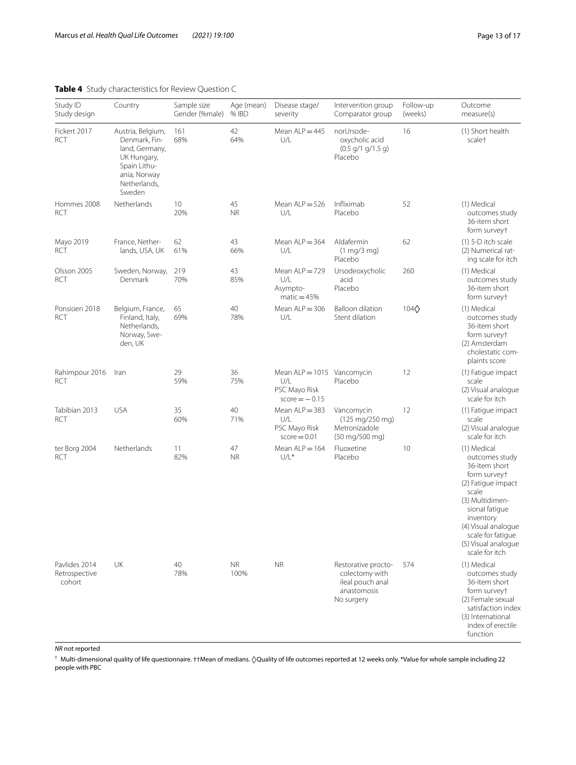**Table 4** Study characteristics for Review Question C

| Study ID<br>Study design | Country | Sample size<br>Gender (%male) | Age (mean)<br>% IBD | Disease stage/<br>severity | Intervention group<br>Comparator group | Follow-up<br>(weeks) | Outcome<br>measure(s) |
|---|---|---|---|---|---|---|---|
| Fickert 2017<br>RCT | Austria, Belgium, Denmark, Finland, Germany, UK Hungary, Spain Lithuania, Norway Netherlands, Sweden | 161<br>68% | 42<br>64% | Mean ALP = 445 U/L | norUrsodeoxycholic acid (0.5 g/1 g/1.5 g)<br>Placebo | 16 | (1) Short health scale† |
| Hommes 2008<br>RCT | Netherlands | 10<br>20% | 45<br>NR | Mean ALP = 526 U/L | Infliximab<br>Placebo | 52 | (1) Medical outcomes study 36-item short form survey† |
| Mayo 2019<br>RCT | France, Netherlands, USA, UK | 62<br>61% | 43<br>66% | Mean ALP = 364 U/L | Aldafermin (1 mg/3 mg)<br>Placebo | 62 | (1) 5-D itch scale<br>(2) Numerical rating scale for itch |
| Olsson 2005<br>RCT | Sweden, Norway, Denmark | 219<br>70% | 43<br>85% | Mean ALP = 729 U/L<br>Asymptomatic = 45% | Ursodeoxycholic acid<br>Placebo | 260 | (1) Medical outcomes study 36-item short form survey† |
| Ponsioen 2018<br>RCT | Belgium, France, Finland, Italy, Netherlands, Norway, Sweden, UK | 65<br>69% | 40<br>78% | Mean ALP = 306 U/L | Balloon dilation<br>Stent dilation | 104◊ | (1) Medical outcomes study 36-item short form survey†<br>(2) Amsterdam cholestatic complaints score |
| Rahimpour 2016<br>RCT | Iran | 29<br>59% | 36<br>75% | Mean ALP = 1015 U/L<br>PSC Mayo Risk score = −0.15 | Vancomycin<br>Placebo | 12 | (1) Fatigue impact scale<br>(2) Visual analogue scale for itch |
| Tabibian 2013<br>RCT | USA | 35<br>60% | 40<br>71% | Mean ALP = 383 U/L<br>PSC Mayo Risk score = 0.01 | Vancomycin (125 mg/250 mg)<br>Metronizadole (50 mg/500 mg) | 12 | (1) Fatigue impact scale<br>(2) Visual analogue scale for itch |
| ter Borg 2004<br>RCT | Netherlands | 11<br>82% | 47<br>NR | Mean ALP = 164 U/L* | Fluoxetine<br>Placebo | 10 | (1) Medical outcomes study 36-item short form survey†<br>(2) Fatigue impact scale<br>(3) Multidimensional fatigue inventory<br>(4) Visual analogue scale for fatigue<br>(5) Visual analogue scale for itch |
| Pavlides 2014<br>Retrospective cohort | UK | 40<br>78% | NR<br>100% | NR | Restorative proctocolectomy with ileal pouch anal anastomosis<br>No surgery | 574 | (1) Medical outcomes study 36-item short form survey†<br>(2) Female sexual satisfaction index<br>(3) International index of erectile function |

*NR* not reported

† Multi-dimensional quality of life questionnaire. ††Mean of medians. ◊Quality of life outcomes reported at 12 weeks only. *Value for whole sample including 22 people with PBC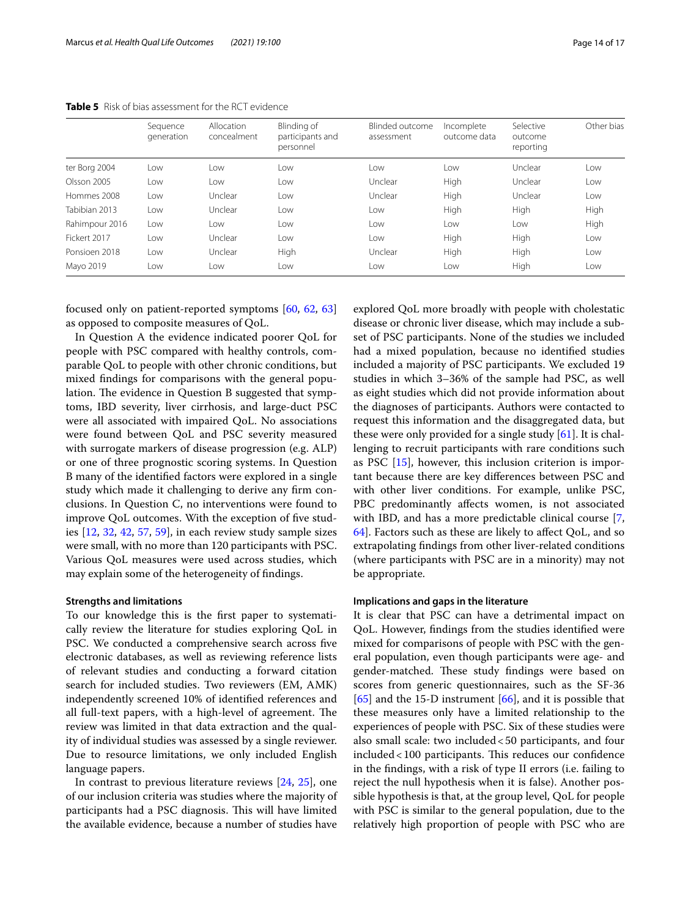**Table 5** Risk of bias assessment for the RCT evidence

| | Sequence generation | Allocation concealment | Blinding of participants and personnel | Blinded outcome assessment | Incomplete outcome data | Selective outcome reporting | Other bias |
|---|---|---|---|---|---|---|---|
| ter Borg 2004 | Low | Low | Low | Low | Low | Unclear | Low |
| Olsson 2005 | Low | Low | Low | Unclear | High | Unclear | Low |
| Hommes 2008 | Low | Unclear | Low | Unclear | High | Unclear | Low |
| Tabibian 2013 | Low | Unclear | Low | Low | High | High | High |
| Rahimpour 2016 | Low | Low | Low | Low | Low | Low | High |
| Fickert 2017 | Low | Unclear | Low | Low | High | High | Low |
| Ponsioen 2018 | Low | Unclear | High | Unclear | High | High | Low |
| Mayo 2019 | Low | Low | Low | Low | Low | High | Low |

focused only on patient-reported symptoms [60, 62, 63] as opposed to composite measures of QoL.

In Question A the evidence indicated poorer QoL for people with PSC compared with healthy controls, comparable QoL to people with other chronic conditions, but mixed findings for comparisons with the general population. The evidence in Question B suggested that symptoms, IBD severity, liver cirrhosis, and large-duct PSC were all associated with impaired QoL. No associations were found between QoL and PSC severity measured with surrogate markers of disease progression (e.g. ALP) or one of three prognostic scoring systems. In Question B many of the identified factors were explored in a single study which made it challenging to derive any firm conclusions. In Question C, no interventions were found to improve QoL outcomes. With the exception of five studies [12, 32, 42, 57, 59], in each review study sample sizes were small, with no more than 120 participants with PSC. Various QoL measures were used across studies, which may explain some of the heterogeneity of findings.

#### Strengths and limitations

To our knowledge this is the first paper to systematically review the literature for studies exploring QoL in PSC. We conducted a comprehensive search across five electronic databases, as well as reviewing reference lists of relevant studies and conducting a forward citation search for included studies. Two reviewers (EM, AMK) independently screened 10% of identified references and all full-text papers, with a high-level of agreement. The review was limited in that data extraction and the quality of individual studies was assessed by a single reviewer. Due to resource limitations, we only included English language papers.

In contrast to previous literature reviews [24, 25], one of our inclusion criteria was studies where the majority of participants had a PSC diagnosis. This will have limited the available evidence, because a number of studies have explored QoL more broadly with people with cholestatic disease or chronic liver disease, which may include a subset of PSC participants. None of the studies we included had a mixed population, because no identified studies included a majority of PSC participants. We excluded 19 studies in which 3–36% of the sample had PSC, as well as eight studies which did not provide information about the diagnoses of participants. Authors were contacted to request this information and the disaggregated data, but these were only provided for a single study [61]. It is challenging to recruit participants with rare conditions such as PSC [15], however, this inclusion criterion is important because there are key differences between PSC and with other liver conditions. For example, unlike PSC, PBC predominantly affects women, is not associated with IBD, and has a more predictable clinical course [7, 64]. Factors such as these are likely to affect QoL, and so extrapolating findings from other liver-related conditions (where participants with PSC are in a minority) may not be appropriate.

#### Implications and gaps in the literature

It is clear that PSC can have a detrimental impact on QoL. However, findings from the studies identified were mixed for comparisons of people with PSC with the general population, even though participants were age- and gender-matched. These study findings were based on scores from generic questionnaires, such as the SF-36 [65] and the 15-D instrument [66], and it is possible that these measures only have a limited relationship to the experiences of people with PSC. Six of these studies were also small scale: two included < 50 participants, and four included < 100 participants. This reduces our confidence in the findings, with a risk of type II errors (i.e. failing to reject the null hypothesis when it is false). Another possible hypothesis is that, at the group level, QoL for people with PSC is similar to the general population, due to the relatively high proportion of people with PSC who are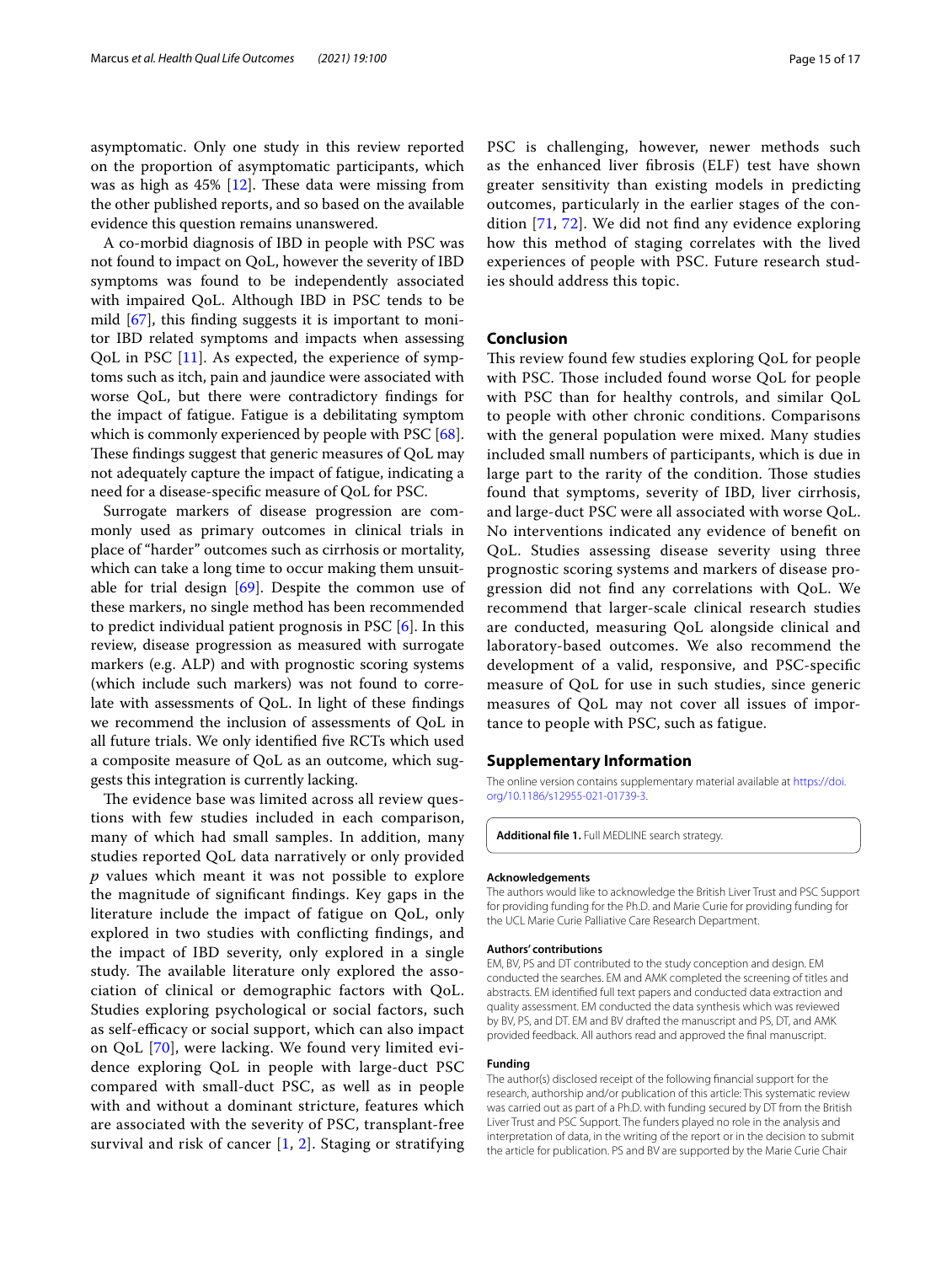asymptomatic. Only one study in this review reported on the proportion of asymptomatic participants, which was as high as 45% [12]. These data were missing from the other published reports, and so based on the available evidence this question remains unanswered.

A co-morbid diagnosis of IBD in people with PSC was not found to impact on QoL, however the severity of IBD symptoms was found to be independently associated with impaired QoL. Although IBD in PSC tends to be mild [67], this finding suggests it is important to monitor IBD related symptoms and impacts when assessing QoL in PSC [11]. As expected, the experience of symptoms such as itch, pain and jaundice were associated with worse QoL, but there were contradictory findings for the impact of fatigue. Fatigue is a debilitating symptom which is commonly experienced by people with PSC [68]. These findings suggest that generic measures of QoL may not adequately capture the impact of fatigue, indicating a need for a disease-specific measure of QoL for PSC.

Surrogate markers of disease progression are commonly used as primary outcomes in clinical trials in place of "harder" outcomes such as cirrhosis or mortality, which can take a long time to occur making them unsuitable for trial design [69]. Despite the common use of these markers, no single method has been recommended to predict individual patient prognosis in PSC [6]. In this review, disease progression as measured with surrogate markers (e.g. ALP) and with prognostic scoring systems (which include such markers) was not found to correlate with assessments of QoL. In light of these findings we recommend the inclusion of assessments of QoL in all future trials. We only identified five RCTs which used a composite measure of QoL as an outcome, which suggests this integration is currently lacking.

The evidence base was limited across all review questions with few studies included in each comparison, many of which had small samples. In addition, many studies reported QoL data narratively or only provided *p* values which meant it was not possible to explore the magnitude of significant findings. Key gaps in the literature include the impact of fatigue on QoL, only explored in two studies with conflicting findings, and the impact of IBD severity, only explored in a single study. The available literature only explored the association of clinical or demographic factors with QoL. Studies exploring psychological or social factors, such as self-efficacy or social support, which can also impact on QoL [70], were lacking. We found very limited evidence exploring QoL in people with large-duct PSC compared with small-duct PSC, as well as in people with and without a dominant stricture, features which are associated with the severity of PSC, transplant-free survival and risk of cancer [1, 2]. Staging or stratifying PSC is challenging, however, newer methods such as the enhanced liver fibrosis (ELF) test have shown greater sensitivity than existing models in predicting outcomes, particularly in the earlier stages of the condition [71, 72]. We did not find any evidence exploring how this method of staging correlates with the lived experiences of people with PSC. Future research studies should address this topic.

## Conclusion

This review found few studies exploring QoL for people with PSC. Those included found worse QoL for people with PSC than for healthy controls, and similar QoL to people with other chronic conditions. Comparisons with the general population were mixed. Many studies included small numbers of participants, which is due in large part to the rarity of the condition. Those studies found that symptoms, severity of IBD, liver cirrhosis, and large-duct PSC were all associated with worse QoL. No interventions indicated any evidence of benefit on QoL. Studies assessing disease severity using three prognostic scoring systems and markers of disease progression did not find any correlations with QoL. We recommend that larger-scale clinical research studies are conducted, measuring QoL alongside clinical and laboratory-based outcomes. We also recommend the development of a valid, responsive, and PSC-specific measure of QoL for use in such studies, since generic measures of QoL may not cover all issues of importance to people with PSC, such as fatigue.

## Supplementary Information

The online version contains supplementary material available at https://doi.org/10.1186/s12955-021-01739-3.

**Additional file 1.** Full MEDLINE search strategy.

#### Acknowledgements

The authors would like to acknowledge the British Liver Trust and PSC Support for providing funding for the Ph.D. and Marie Curie for providing funding for the UCL Marie Curie Palliative Care Research Department.

#### Authors' contributions

EM, BV, PS and DT contributed to the study conception and design. EM conducted the searches. EM and AMK completed the screening of titles and abstracts. EM identified full text papers and conducted data extraction and quality assessment. EM conducted the data synthesis which was reviewed by BV, PS, and DT. EM and BV drafted the manuscript and PS, DT, and AMK provided feedback. All authors read and approved the final manuscript.

#### Funding

The author(s) disclosed receipt of the following financial support for the research, authorship and/or publication of this article: This systematic review was carried out as part of a Ph.D. with funding secured by DT from the British Liver Trust and PSC Support. The funders played no role in the analysis and interpretation of data, in the writing of the report or in the decision to submit the article for publication. PS and BV are supported by the Marie Curie Chair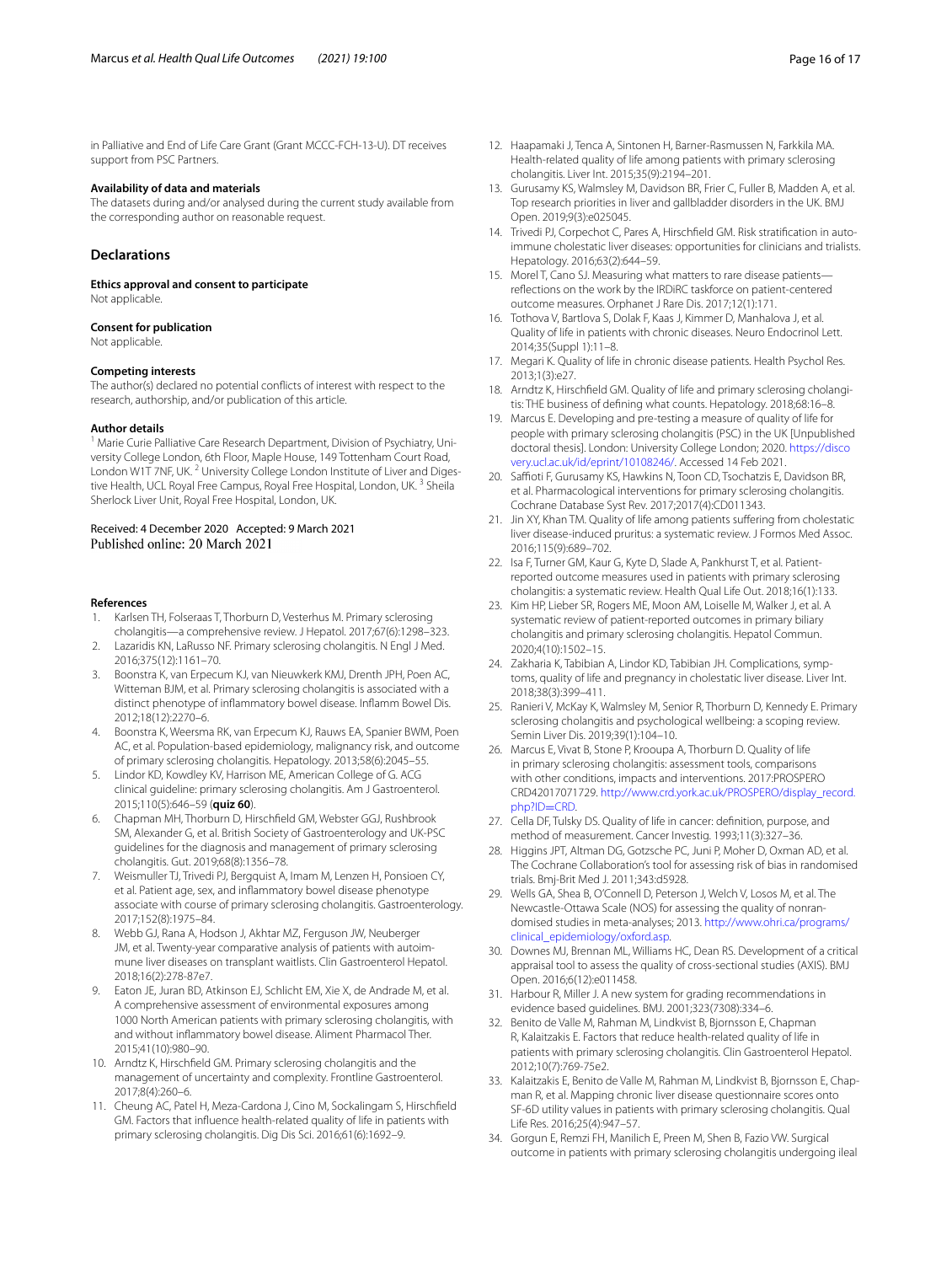in Palliative and End of Life Care Grant (Grant MCCC-FCH-13-U). DT receives support from PSC Partners.

### Availability of data and materials

The datasets during and/or analysed during the current study available from the corresponding author on reasonable request.

## Declarations

### Ethics approval and consent to participate

Not applicable.

### Consent for publication

Not applicable.

### Competing interests

The author(s) declared no potential conflicts of interest with respect to the research, authorship, and/or publication of this article.

### Author details

[1] Marie Curie Palliative Care Research Department, Division of Psychiatry, University College London, 6th Floor, Maple House, 149 Tottenham Court Road, London W1T 7NF, UK. [2] University College London Institute of Liver and Digestive Health, UCL Royal Free Campus, Royal Free Hospital, London, UK. [3] Sheila Sherlock Liver Unit, Royal Free Hospital, London, UK.

Received: 4 December 2020 Accepted: 9 March 2021
Published online: 20 March 2021

### References

1. Karlsen TH, Folseraas T, Thorburn D, Vesterhus M. Primary sclerosing cholangitis—a comprehensive review. J Hepatol. 2017;67(6):1298–323.
2. Lazaridis KN, LaRusso NF. Primary sclerosing cholangitis. N Engl J Med. 2016;375(12):1161–70.
3. Boonstra K, van Erpecum KJ, van Nieuwkerk KMJ, Drenth JPH, Poen AC, Witteman BJM, et al. Primary sclerosing cholangitis is associated with a distinct phenotype of inflammatory bowel disease. Inflamm Bowel Dis. 2012;18(12):2270–6.
4. Boonstra K, Weersma RK, van Erpecum KJ, Rauws EA, Spanier BWM, Poen AC, et al. Population-based epidemiology, malignancy risk, and outcome of primary sclerosing cholangitis. Hepatology. 2013;58(6):2045–55.
5. Lindor KD, Kowdley KV, Harrison ME, American College of G. ACG clinical guideline: primary sclerosing cholangitis. Am J Gastroenterol. 2015;110(5):646–59 (**quiz 60**).
6. Chapman MH, Thorburn D, Hirschfield GM, Webster GGJ, Rushbrook SM, Alexander G, et al. British Society of Gastroenterology and UK-PSC guidelines for the diagnosis and management of primary sclerosing cholangitis. Gut. 2019;68(8):1356–78.
7. Weismuller TJ, Trivedi PJ, Bergquist A, Imam M, Lenzen H, Ponsioen CY, et al. Patient age, sex, and inflammatory bowel disease phenotype associate with course of primary sclerosing cholangitis. Gastroenterology. 2017;152(8):1975–84.
8. Webb GJ, Rana A, Hodson J, Akhtar MZ, Ferguson JW, Neuberger JM, et al. Twenty-year comparative analysis of patients with autoimmune liver diseases on transplant waitlists. Clin Gastroenterol Hepatol. 2018;16(2):278-87e7.
9. Eaton JE, Juran BD, Atkinson EJ, Schlicht EM, Xie X, de Andrade M, et al. A comprehensive assessment of environmental exposures among 1000 North American patients with primary sclerosing cholangitis, with and without inflammatory bowel disease. Aliment Pharmacol Ther. 2015;41(10):980–90.
10. Arndtz K, Hirschfield GM. Primary sclerosing cholangitis and the management of uncertainty and complexity. Frontline Gastroenterol. 2017;8(4):260–6.
11. Cheung AC, Patel H, Meza-Cardona J, Cino M, Sockalingam S, Hirschfield GM. Factors that influence health-related quality of life in patients with primary sclerosing cholangitis. Dig Dis Sci. 2016;61(6):1692–9.
12. Haapamaki J, Tenca A, Sintonen H, Barner-Rasmussen N, Farkkila MA. Health-related quality of life among patients with primary sclerosing cholangitis. Liver Int. 2015;35(9):2194–201.
13. Gurusamy KS, Walmsley M, Davidson BR, Frier C, Fuller B, Madden A, et al. Top research priorities in liver and gallbladder disorders in the UK. BMJ Open. 2019;9(3):e025045.
14. Trivedi PJ, Corpechot C, Pares A, Hirschfield GM. Risk stratification in autoimmune cholestatic liver diseases: opportunities for clinicians and trialists. Hepatology. 2016;63(2):644–59.
15. Morel T, Cano SJ. Measuring what matters to rare disease patients—reflections on the work by the IRDiRC taskforce on patient-centered outcome measures. Orphanet J Rare Dis. 2017;12(1):171.
16. Tothova V, Bartlova S, Dolak F, Kaas J, Kimmer D, Manhalova J, et al. Quality of life in patients with chronic diseases. Neuro Endocrinol Lett. 2014;35(Suppl 1):11–8.
17. Megari K. Quality of life in chronic disease patients. Health Psychol Res. 2013;1(3):e27.
18. Arndtz K, Hirschfield GM. Quality of life and primary sclerosing cholangitis: THE business of defining what counts. Hepatology. 2018;68:16–8.
19. Marcus E. Developing and pre-testing a measure of quality of life for people with primary sclerosing cholangitis (PSC) in the UK [Unpublished doctoral thesis]. London: University College London; 2020. https://discovery.ucl.ac.uk/id/eprint/10108246/. Accessed 14 Feb 2021.
20. Saffioti F, Gurusamy KS, Hawkins N, Toon CD, Tsochatzis E, Davidson BR, et al. Pharmacological interventions for primary sclerosing cholangitis. Cochrane Database Syst Rev. 2017;2017(4):CD011343.
21. Jin XY, Khan TM. Quality of life among patients suffering from cholestatic liver disease-induced pruritus: a systematic review. J Formos Med Assoc. 2016;115(9):689–702.
22. Isa F, Turner GM, Kaur G, Kyte D, Slade A, Pankhurst T, et al. Patient-reported outcome measures used in patients with primary sclerosing cholangitis: a systematic review. Health Qual Life Out. 2018;16(1):133.
23. Kim HP, Lieber SR, Rogers ME, Moon AM, Loiselle M, Walker J, et al. A systematic review of patient-reported outcomes in primary biliary cholangitis and primary sclerosing cholangitis. Hepatol Commun. 2020;4(10):1502–15.
24. Zakharia K, Tabibian A, Lindor KD, Tabibian JH. Complications, symptoms, quality of life and pregnancy in cholestatic liver disease. Liver Int. 2018;38(3):399–411.
25. Ranieri V, McKay K, Walmsley M, Senior R, Thorburn D, Kennedy E. Primary sclerosing cholangitis and psychological wellbeing: a scoping review. Semin Liver Dis. 2019;39(1):104–10.
26. Marcus E, Vivat B, Stone P, Krooupa A, Thorburn D. Quality of life in primary sclerosing cholangitis: assessment tools, comparisons with other conditions, impacts and interventions. 2017:PROSPERO CRD42017071729. http://www.crd.york.ac.uk/PROSPERO/display_record.php?ID=CRD.
27. Cella DF, Tulsky DS. Quality of life in cancer: definition, purpose, and method of measurement. Cancer Investig. 1993;11(3):327–36.
28. Higgins JPT, Altman DG, Gotzsche PC, Juni P, Moher D, Oxman AD, et al. The Cochrane Collaboration's tool for assessing risk of bias in randomised trials. Bmj-Brit Med J. 2011;343:d5928.
29. Wells GA, Shea B, O'Connell D, Peterson J, Welch V, Losos M, et al. The Newcastle-Ottawa Scale (NOS) for assessing the quality of nonrandomised studies in meta-analyses; 2013. http://www.ohri.ca/programs/clinical_epidemiology/oxford.asp.
30. Downes MJ, Brennan ML, Williams HC, Dean RS. Development of a critical appraisal tool to assess the quality of cross-sectional studies (AXIS). BMJ Open. 2016;6(12):e011458.
31. Harbour R, Miller J. A new system for grading recommendations in evidence based guidelines. BMJ. 2001;323(7308):334–6.
32. Benito de Valle M, Rahman M, Lindkvist B, Bjornsson E, Chapman R, Kalaitzakis E. Factors that reduce health-related quality of life in patients with primary sclerosing cholangitis. Clin Gastroenterol Hepatol. 2012;10(7):769-75e2.
33. Kalaitzakis E, Benito de Valle M, Rahman M, Lindkvist B, Bjornsson E, Chapman R, et al. Mapping chronic liver disease questionnaire scores onto SF-6D utility values in patients with primary sclerosing cholangitis. Qual Life Res. 2016;25(4):947–57.
34. Gorgun E, Remzi FH, Manilich E, Preen M, Shen B, Fazio VW. Surgical outcome in patients with primary sclerosing cholangitis undergoing ileal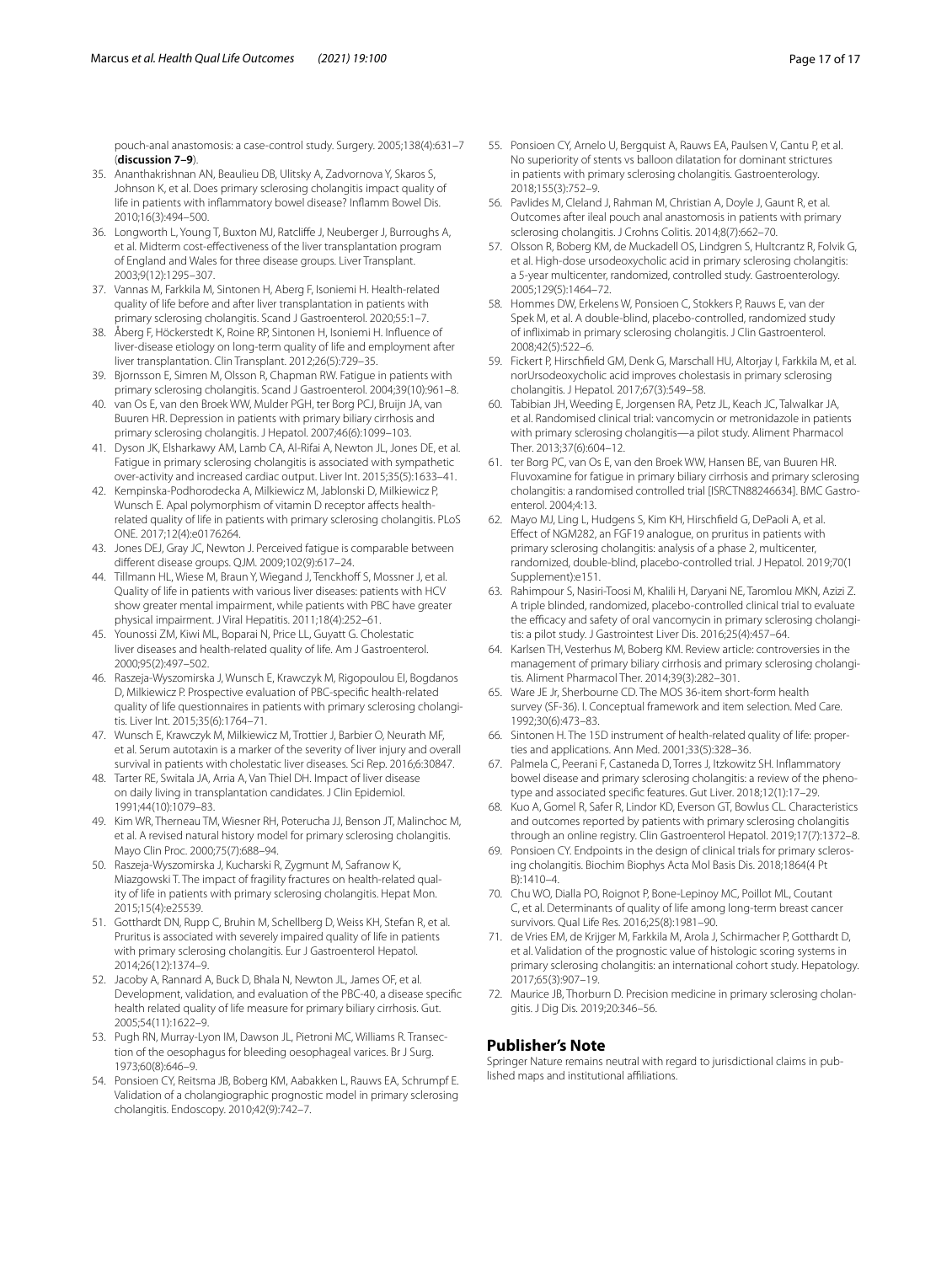pouch-anal anastomosis: a case-control study. Surgery. 2005;138(4):631–7 (**discussion 7–9**).

35. Ananthakrishnan AN, Beaulieu DB, Ulitsky A, Zadvornova Y, Skaros S, Johnson K, et al. Does primary sclerosing cholangitis impact quality of life in patients with inflammatory bowel disease? Inflamm Bowel Dis. 2010;16(3):494–500.
36. Longworth L, Young T, Buxton MJ, Ratcliffe J, Neuberger J, Burroughs A, et al. Midterm cost-effectiveness of the liver transplantation program of England and Wales for three disease groups. Liver Transplant. 2003;9(12):1295–307.
37. Vannas M, Farkkila M, Sintonen H, Aberg F, Isoniemi H. Health-related quality of life before and after liver transplantation in patients with primary sclerosing cholangitis. Scand J Gastroenterol. 2020;55:1–7.
38. Åberg F, Höckerstedt K, Roine RP, Sintonen H, Isoniemi H. Influence of liver-disease etiology on long-term quality of life and employment after liver transplantation. Clin Transplant. 2012;26(5):729–35.
39. Bjornsson E, Simren M, Olsson R, Chapman RW. Fatigue in patients with primary sclerosing cholangitis. Scand J Gastroenterol. 2004;39(10):961–8.
40. van Os E, van den Broek WW, Mulder PGH, ter Borg PCJ, Bruijn JA, van Buuren HR. Depression in patients with primary biliary cirrhosis and primary sclerosing cholangitis. J Hepatol. 2007;46(6):1099–103.
41. Dyson JK, Elsharkawy AM, Lamb CA, Al-Rifai A, Newton JL, Jones DE, et al. Fatigue in primary sclerosing cholangitis is associated with sympathetic over-activity and increased cardiac output. Liver Int. 2015;35(5):1633–41.
42. Kempinska-Podhorodecka A, Milkiewicz M, Jablonski D, Milkiewicz P, Wunsch E. ApaI polymorphism of vitamin D receptor affects health-related quality of life in patients with primary sclerosing cholangitis. PLoS ONE. 2017;12(4):e0176264.
43. Jones DEJ, Gray JC, Newton J. Perceived fatigue is comparable between different disease groups. QJM. 2009;102(9):617–24.
44. Tillmann HL, Wiese M, Braun Y, Wiegand J, Tenckhoff S, Mossner J, et al. Quality of life in patients with various liver diseases: patients with HCV show greater mental impairment, while patients with PBC have greater physical impairment. J Viral Hepatitis. 2011;18(4):252–61.
45. Younossi ZM, Kiwi ML, Boparai N, Price LL, Guyatt G. Cholestatic liver diseases and health-related quality of life. Am J Gastroenterol. 2000;95(2):497–502.
46. Raszeja-Wyszomirska J, Wunsch E, Krawczyk M, Rigopoulou EI, Bogdanos D, Milkiewicz P. Prospective evaluation of PBC-specific health-related quality of life questionnaires in patients with primary sclerosing cholangitis. Liver Int. 2015;35(6):1764–71.
47. Wunsch E, Krawczyk M, Milkiewicz M, Trottier J, Barbier O, Neurath MF, et al. Serum autotaxin is a marker of the severity of liver injury and overall survival in patients with cholestatic liver diseases. Sci Rep. 2016;6:30847.
48. Tarter RE, Switala JA, Arria A, Van Thiel DH. Impact of liver disease on daily living in transplantation candidates. J Clin Epidemiol. 1991;44(10):1079–83.
49. Kim WR, Therneau TM, Wiesner RH, Poterucha JJ, Benson JT, Malinchoc M, et al. A revised natural history model for primary sclerosing cholangitis. Mayo Clin Proc. 2000;75(7):688–94.
50. Raszeja-Wyszomirska J, Kucharski R, Zygmunt M, Safranow K, Miazgowski T. The impact of fragility fractures on health-related quality of life in patients with primary sclerosing cholangitis. Hepat Mon. 2015;15(4):e25539.
51. Gotthardt DN, Rupp C, Bruhin M, Schellberg D, Weiss KH, Stefan R, et al. Pruritus is associated with severely impaired quality of life in patients with primary sclerosing cholangitis. Eur J Gastroenterol Hepatol. 2014;26(12):1374–9.
52. Jacoby A, Rannard A, Buck D, Bhala N, Newton JL, James OF, et al. Development, validation, and evaluation of the PBC-40, a disease specific health related quality of life measure for primary biliary cirrhosis. Gut. 2005;54(11):1622–9.
53. Pugh RN, Murray-Lyon IM, Dawson JL, Pietroni MC, Williams R. Transection of the oesophagus for bleeding oesophageal varices. Br J Surg. 1973;60(8):646–9.
54. Ponsioen CY, Reitsma JB, Boberg KM, Aabakken L, Rauws EA, Schrumpf E. Validation of a cholangiographic prognostic model in primary sclerosing cholangitis. Endoscopy. 2010;42(9):742–7.
55. Ponsioen CY, Arnelo U, Bergquist A, Rauws EA, Paulsen V, Cantu P, et al. No superiority of stents vs balloon dilatation for dominant strictures in patients with primary sclerosing cholangitis. Gastroenterology. 2018;155(3):752–9.
56. Pavlides M, Cleland J, Rahman M, Christian A, Doyle J, Gaunt R, et al. Outcomes after ileal pouch anal anastomosis in patients with primary sclerosing cholangitis. J Crohns Colitis. 2014;8(7):662–70.
57. Olsson R, Boberg KM, de Muckadell OS, Lindgren S, Hultcrantz R, Folvik G, et al. High-dose ursodeoxycholic acid in primary sclerosing cholangitis: a 5-year multicenter, randomized, controlled study. Gastroenterology. 2005;129(5):1464–72.
58. Hommes DW, Erkelens W, Ponsioen C, Stokkers P, Rauws E, van der Spek M, et al. A double-blind, placebo-controlled, randomized study of infliximab in primary sclerosing cholangitis. J Clin Gastroenterol. 2008;42(5):522–6.
59. Fickert P, Hirschfield GM, Denk G, Marschall HU, Altorjay I, Farkkila M, et al. norUrsodeoxycholic acid improves cholestasis in primary sclerosing cholangitis. J Hepatol. 2017;67(3):549–58.
60. Tabibian JH, Weeding E, Jorgensen RA, Petz JL, Keach JC, Talwalkar JA, et al. Randomised clinical trial: vancomycin or metronidazole in patients with primary sclerosing cholangitis—a pilot study. Aliment Pharmacol Ther. 2013;37(6):604–12.
61. ter Borg PC, van Os E, van den Broek WW, Hansen BE, van Buuren HR. Fluvoxamine for fatigue in primary biliary cirrhosis and primary sclerosing cholangitis: a randomised controlled trial [ISRCTN88246634]. BMC Gastroenterol. 2004;4:13.
62. Mayo MJ, Ling L, Hudgens S, Kim KH, Hirschfield G, DePaoli A, et al. Effect of NGM282, an FGF19 analogue, on pruritus in patients with primary sclerosing cholangitis: analysis of a phase 2, multicenter, randomized, double-blind, placebo-controlled trial. J Hepatol. 2019;70(1 Supplement):e151.
63. Rahimpour S, Nasiri-Toosi M, Khalili H, Daryani NE, Taromlou MKN, Azizi Z. A triple blinded, randomized, placebo-controlled clinical trial to evaluate the efficacy and safety of oral vancomycin in primary sclerosing cholangitis: a pilot study. J Gastrointest Liver Dis. 2016;25(4):457–64.
64. Karlsen TH, Vesterhus M, Boberg KM. Review article: controversies in the management of primary biliary cirrhosis and primary sclerosing cholangitis. Aliment Pharmacol Ther. 2014;39(3):282–301.
65. Ware JE Jr, Sherbourne CD. The MOS 36-item short-form health survey (SF-36). I. Conceptual framework and item selection. Med Care. 1992;30(6):473–83.
66. Sintonen H. The 15D instrument of health-related quality of life: properties and applications. Ann Med. 2001;33(5):328–36.
67. Palmela C, Peerani F, Castaneda D, Torres J, Itzkowitz SH. Inflammatory bowel disease and primary sclerosing cholangitis: a review of the phenotype and associated specific features. Gut Liver. 2018;12(1):17–29.
68. Kuo A, Gomel R, Safer R, Lindor KD, Everson GT, Bowlus CL. Characteristics and outcomes reported by patients with primary sclerosing cholangitis through an online registry. Clin Gastroenterol Hepatol. 2019;17(7):1372–8.
69. Ponsioen CY. Endpoints in the design of clinical trials for primary sclerosing cholangitis. Biochim Biophys Acta Mol Basis Dis. 2018;1864(4 Pt B):1410–4.
70. Chu WO, Dialla PO, Roignot P, Bone-Lepinoy MC, Poillot ML, Coutant C, et al. Determinants of quality of life among long-term breast cancer survivors. Qual Life Res. 2016;25(8):1981–90.
71. de Vries EM, de Krijger M, Farkkila M, Arola J, Schirmacher P, Gotthardt D, et al. Validation of the prognostic value of histologic scoring systems in primary sclerosing cholangitis: an international cohort study. Hepatology. 2017;65(3):907–19.
72. Maurice JB, Thorburn D. Precision medicine in primary sclerosing cholangitis. J Dig Dis. 2019;20:346–56.

## Publisher's Note

Springer Nature remains neutral with regard to jurisdictional claims in published maps and institutional affiliations.